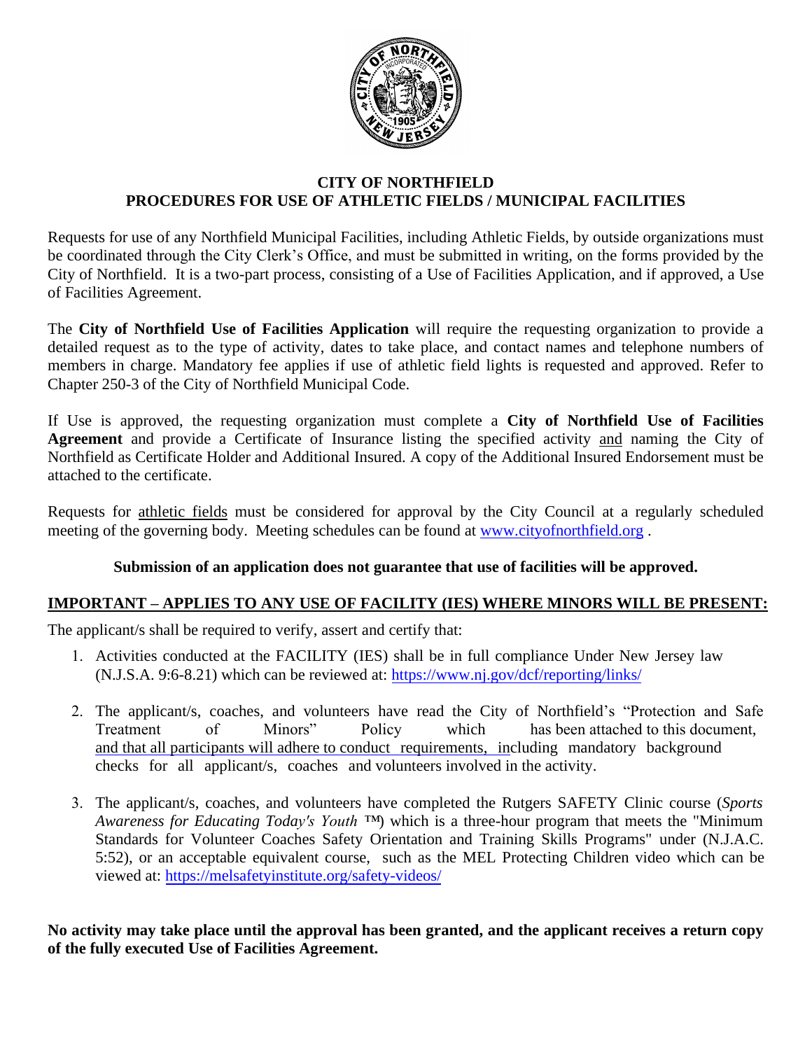# CITY OF NORTHFIELD
## PROCEDURES FOR USE OF ATHLETIC FIELDS / MUNICIPAL FACILITIES

Requests for use of any Northfield Municipal Facilities, including Athletic Fields, by outside organizations must be coordinated through the City Clerk's Office, and must be submitted in writing, on the forms provided by the City of Northfield. It is a two-part process, consisting of a Use of Facilities Application, and if approved, a Use of Facilities Agreement.

The **City of Northfield Use of Facilities Application** will require the requesting organization to provide a detailed request as to the type of activity, dates to take place, and contact names and telephone numbers of members in charge. Mandatory fee applies if use of athletic field lights is requested and approved. Refer to Chapter 250-3 of the City of Northfield Municipal Code.

If Use is approved, the requesting organization must complete a **City of Northfield Use of Facilities Agreement** and provide a Certificate of Insurance listing the specified activity and naming the City of Northfield as Certificate Holder and Additional Insured. A copy of the Additional Insured Endorsement must be attached to the certificate.

Requests for athletic fields must be considered for approval by the City Council at a regularly scheduled meeting of the governing body. Meeting schedules can be found at www.cityofnorthfield.org .

**Submission of an application does not guarantee that use of facilities will be approved.**

**IMPORTANT – APPLIES TO ANY USE OF FACILITY (IES) WHERE MINORS WILL BE PRESENT:**

The applicant/s shall be required to verify, assert and certify that:

1. Activities conducted at the FACILITY (IES) shall be in full compliance Under New Jersey law (N.J.S.A. 9:6-8.21) which can be reviewed at: https://www.nj.gov/dcf/reporting/links/

2. The applicant/s, coaches, and volunteers have read the City of Northfield's "Protection and Safe Treatment of Minors" Policy which has been attached to this document, and that all participants will adhere to conduct requirements, including mandatory background checks for all applicant/s, coaches and volunteers involved in the activity.

3. The applicant/s, coaches, and volunteers have completed the Rutgers SAFETY Clinic course (*Sports Awareness for Educating Today's Youth* ™) which is a three-hour program that meets the "Minimum Standards for Volunteer Coaches Safety Orientation and Training Skills Programs" under (N.J.A.C. 5:52), or an acceptable equivalent course, such as the MEL Protecting Children video which can be viewed at: https://melsafetyinstitute.org/safety-videos/

**No activity may take place until the approval has been granted, and the applicant receives a return copy of the fully executed Use of Facilities Agreement.**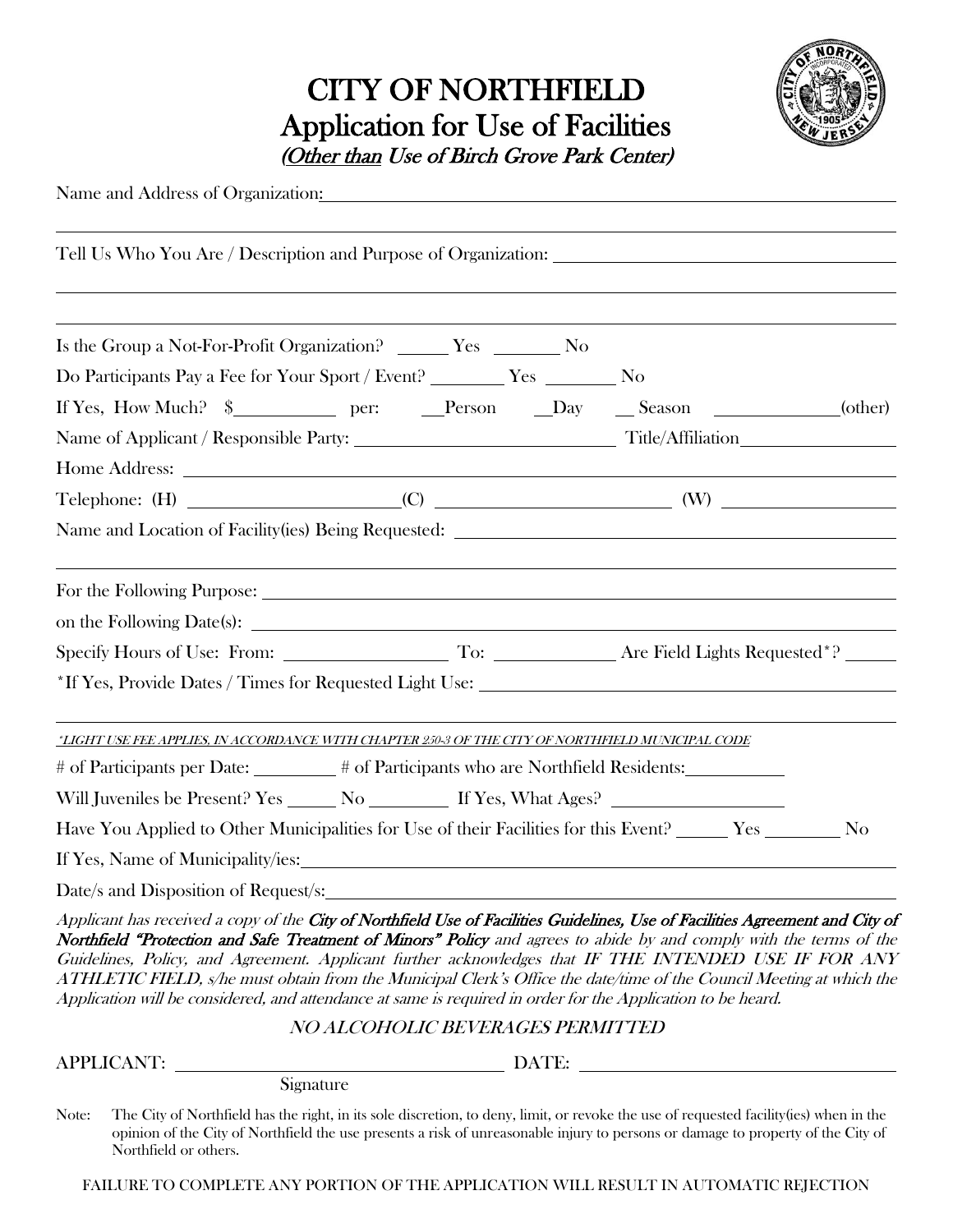# CITY OF NORTHFIELD

## Application for Use of Facilities

*(Other than Use of Birch Grove Park Center)*

Name and Address of Organization: ______________________________________________

_______________________________________________________________________________

Tell Us Who You Are / Description and Purpose of Organization: ______________________

_______________________________________________________________________________

_______________________________________________________________________________

Is the Group a Not-For-Profit Organization? ______ Yes ________ No

Do Participants Pay a Fee for Your Sport / Event? ________ Yes ________ No

If Yes, How Much? $__________ per: __Person __Day __ Season ____________(other)

Name of Applicant / Responsible Party: ____________________________ Title/Affiliation________________

Home Address: ________________________________________________________________

Telephone: (H) ______________________(C) _________________________ (W) ________________

Name and Location of Facility(ies) Being Requested: ____________________________________

_______________________________________________________________________________

For the Following Purpose: _______________________________________________________

on the Following Date(s): ________________________________________________________

Specify Hours of Use: From: __________________ To: _____________ Are Field Lights Requested*? _____

*If Yes, Provide Dates / Times for Requested Light Use: _________________________________

_______________________________________________________________________________

*\*LIGHT USE FEE APPLIES, IN ACCORDANCE WITH CHAPTER 250-3 OF THE CITY OF NORTHFIELD MUNICIPAL CODE*

\# of Participants per Date: _________ # of Participants who are Northfield Residents:___________

Will Juveniles be Present? Yes ______ No _________ If Yes, What Ages? ___________________

Have You Applied to Other Municipalities for Use of their Facilities for this Event? ______ Yes ________ No

If Yes, Name of Municipality/ies: ____________________________________________________

Date/s and Disposition of Request/s: _________________________________________________

*Applicant has received a copy of the **City of Northfield Use of Facilities Guidelines, Use of Facilities Agreement and City of Northfield "Protection and Safe Treatment of Minors" Policy** and agrees to abide by and comply with the terms of the Guidelines, Policy, and Agreement. Applicant further acknowledges that IF THE INTENDED USE IF FOR ANY ATHLETIC FIELD, s/he must obtain from the Municipal Clerk's Office the date/time of the Council Meeting at which the Application will be considered, and attendance at same is required in order for the Application to be heard.*

*NO ALCOHOLIC BEVERAGES PERMITTED*

APPLICANT: ____________________________________ DATE: ____________________________________
Signature

Note: The City of Northfield has the right, in its sole discretion, to deny, limit, or revoke the use of requested facility(ies) when in the opinion of the City of Northfield the use presents a risk of unreasonable injury to persons or damage to property of the City of Northfield or others.

FAILURE TO COMPLETE ANY PORTION OF THE APPLICATION WILL RESULT IN AUTOMATIC REJECTION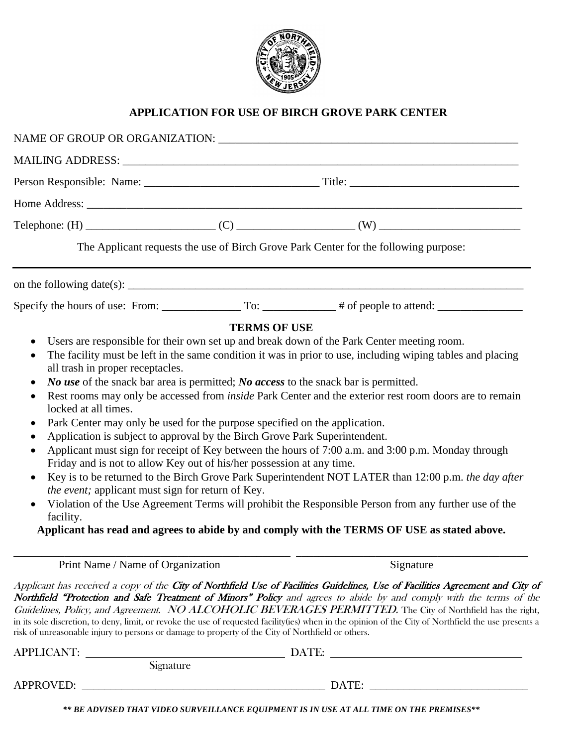# APPLICATION FOR USE OF BIRCH GROVE PARK CENTER

NAME OF GROUP OR ORGANIZATION: _______________________________________________________

MAILING ADDRESS: ________________________________________________________________________

Person Responsible: Name: _______________________________ Title: ______________________________

Home Address: ___________________________________________________________________________

Telephone: (H) _______________________ (C) ____________________ (W) _________________________

The Applicant requests the use of Birch Grove Park Center for the following purpose:

_____________________________________________________________________________________________

on the following date(s): ____________________________________________________________________

Specify the hours of use: From: ______________ To: ____________ # of people to attend: _______________

## TERMS OF USE

- Users are responsible for their own set up and break down of the Park Center meeting room.
- The facility must be left in the same condition it was in prior to use, including wiping tables and placing all trash in proper receptacles.
- ***No use*** of the snack bar area is permitted; ***No access*** to the snack bar is permitted.
- Rest rooms may only be accessed from *inside* Park Center and the exterior rest room doors are to remain locked at all times.
- Park Center may only be used for the purpose specified on the application.
- Application is subject to approval by the Birch Grove Park Superintendent.
- Applicant must sign for receipt of Key between the hours of 7:00 a.m. and 3:00 p.m. Monday through Friday and is not to allow Key out of his/her possession at any time.
- Key is to be returned to the Birch Grove Park Superintendent NOT LATER than 12:00 p.m. *the day after the event;* applicant must sign for return of Key.
- Violation of the Use Agreement Terms will prohibit the Responsible Person from any further use of the facility.

**Applicant has read and agrees to abide by and comply with the TERMS OF USE as stated above.**

_________________________________________________ ________________________________________

Print Name / Name of Organization Signature

*Applicant has received a copy of the* ***City of Northfield Use of Facilities Guidelines, Use of Facilities Agreement and City of Northfield "Protection and Safe Treatment of Minors" Policy*** *and agrees to abide by and comply with the terms of the Guidelines, Policy, and Agreement.* ***NO ALCOHOLIC BEVERAGES PERMITTED.*** The City of Northfield has the right, in its sole discretion, to deny, limit, or revoke the use of requested facility(ies) when in the opinion of the City of Northfield the use presents a risk of unreasonable injury to persons or damage to property of the City of Northfield or others.

APPLICANT: ___________________________________ DATE: __________________________________

Signature

APPROVED: ____________________________________________ DATE: ____________________________

***\*\* BE ADVISED THAT VIDEO SURVEILLANCE EQUIPMENT IS IN USE AT ALL TIME ON THE PREMISES\*\****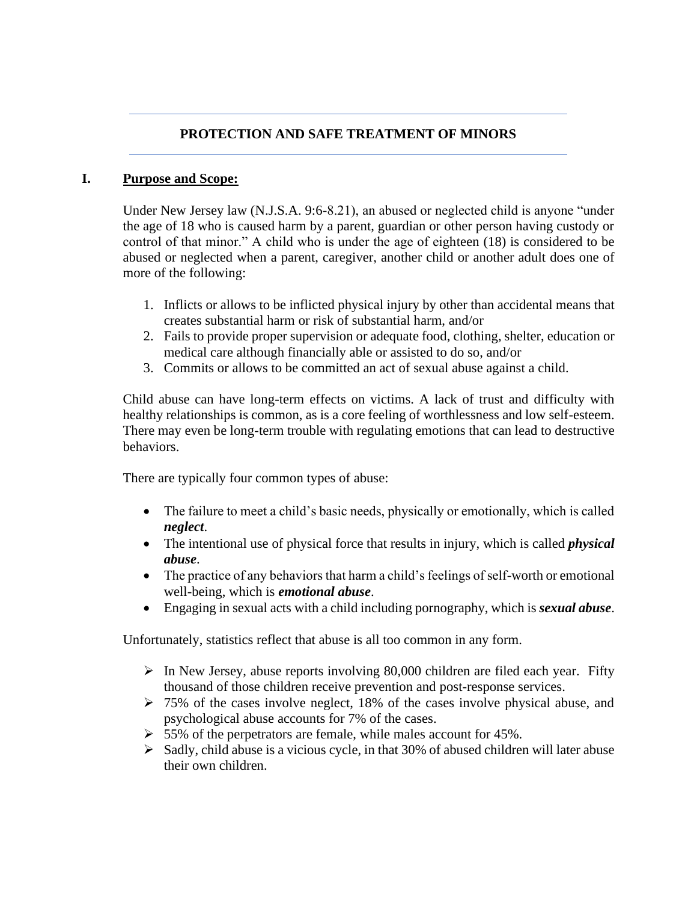# PROTECTION AND SAFE TREATMENT OF MINORS

## I. Purpose and Scope:

Under New Jersey law (N.J.S.A. 9:6-8.21), an abused or neglected child is anyone "under the age of 18 who is caused harm by a parent, guardian or other person having custody or control of that minor." A child who is under the age of eighteen (18) is considered to be abused or neglected when a parent, caregiver, another child or another adult does one of more of the following:

1. Inflicts or allows to be inflicted physical injury by other than accidental means that creates substantial harm or risk of substantial harm, and/or
2. Fails to provide proper supervision or adequate food, clothing, shelter, education or medical care although financially able or assisted to do so, and/or
3. Commits or allows to be committed an act of sexual abuse against a child.

Child abuse can have long-term effects on victims. A lack of trust and difficulty with healthy relationships is common, as is a core feeling of worthlessness and low self-esteem. There may even be long-term trouble with regulating emotions that can lead to destructive behaviors.

There are typically four common types of abuse:

- The failure to meet a child's basic needs, physically or emotionally, which is called ***neglect***.
- The intentional use of physical force that results in injury, which is called ***physical abuse***.
- The practice of any behaviors that harm a child's feelings of self-worth or emotional well-being, which is ***emotional abuse***.
- Engaging in sexual acts with a child including pornography, which is ***sexual abuse***.

Unfortunately, statistics reflect that abuse is all too common in any form.

- In New Jersey, abuse reports involving 80,000 children are filed each year. Fifty thousand of those children receive prevention and post-response services.
- 75% of the cases involve neglect, 18% of the cases involve physical abuse, and psychological abuse accounts for 7% of the cases.
- 55% of the perpetrators are female, while males account for 45%.
- Sadly, child abuse is a vicious cycle, in that 30% of abused children will later abuse their own children.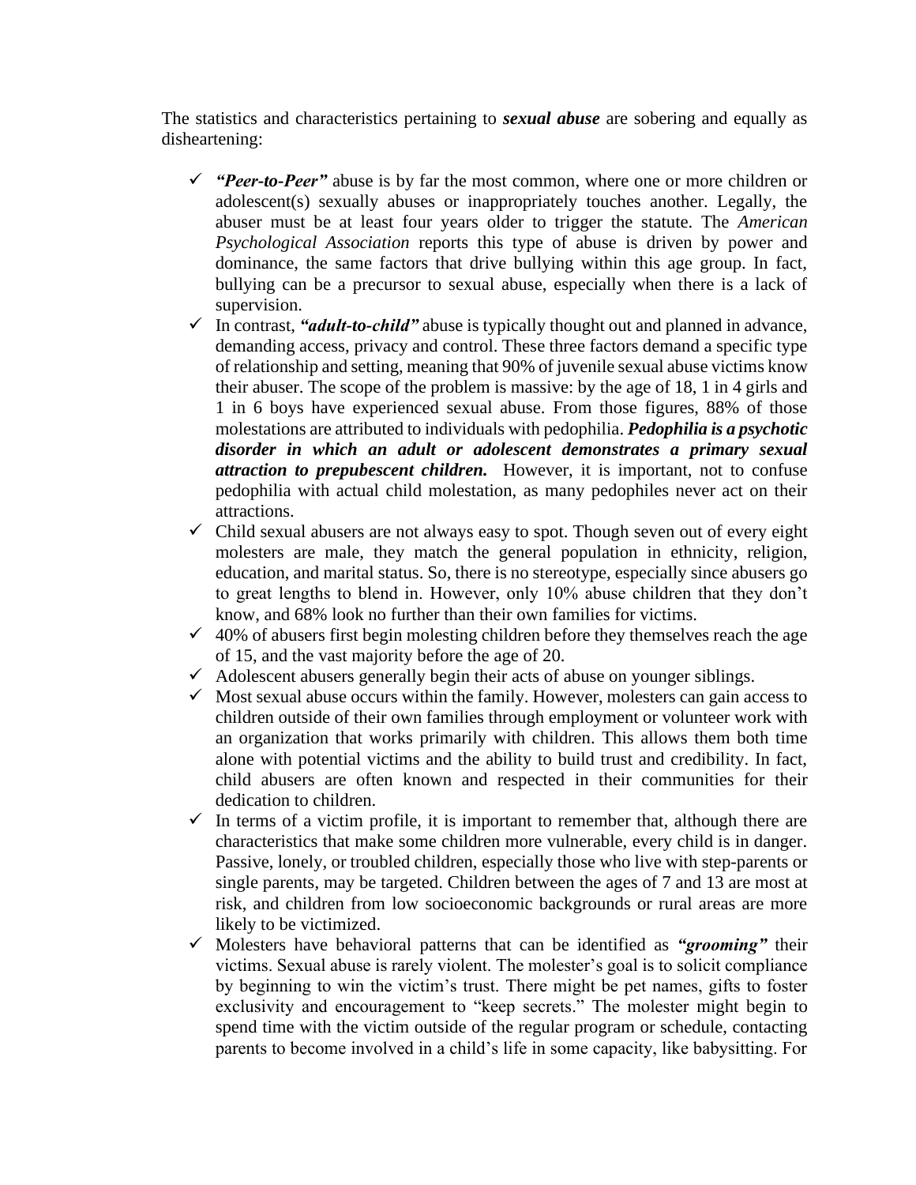The statistics and characteristics pertaining to ***sexual abuse*** are sobering and equally as disheartening:

- ✓ ***"Peer-to-Peer"*** abuse is by far the most common, where one or more children or adolescent(s) sexually abuses or inappropriately touches another. Legally, the abuser must be at least four years older to trigger the statute. The *American Psychological Association* reports this type of abuse is driven by power and dominance, the same factors that drive bullying within this age group. In fact, bullying can be a precursor to sexual abuse, especially when there is a lack of supervision.
- ✓ In contrast, ***"adult-to-child"*** abuse is typically thought out and planned in advance, demanding access, privacy and control. These three factors demand a specific type of relationship and setting, meaning that 90% of juvenile sexual abuse victims know their abuser. The scope of the problem is massive: by the age of 18, 1 in 4 girls and 1 in 6 boys have experienced sexual abuse. From those figures, 88% of those molestations are attributed to individuals with pedophilia. ***Pedophilia is a psychotic disorder in which an adult or adolescent demonstrates a primary sexual attraction to prepubescent children.*** However, it is important, not to confuse pedophilia with actual child molestation, as many pedophiles never act on their attractions.
- ✓ Child sexual abusers are not always easy to spot. Though seven out of every eight molesters are male, they match the general population in ethnicity, religion, education, and marital status. So, there is no stereotype, especially since abusers go to great lengths to blend in. However, only 10% abuse children that they don't know, and 68% look no further than their own families for victims.
- ✓ 40% of abusers first begin molesting children before they themselves reach the age of 15, and the vast majority before the age of 20.
- ✓ Adolescent abusers generally begin their acts of abuse on younger siblings.
- ✓ Most sexual abuse occurs within the family. However, molesters can gain access to children outside of their own families through employment or volunteer work with an organization that works primarily with children. This allows them both time alone with potential victims and the ability to build trust and credibility. In fact, child abusers are often known and respected in their communities for their dedication to children.
- ✓ In terms of a victim profile, it is important to remember that, although there are characteristics that make some children more vulnerable, every child is in danger. Passive, lonely, or troubled children, especially those who live with step-parents or single parents, may be targeted. Children between the ages of 7 and 13 are most at risk, and children from low socioeconomic backgrounds or rural areas are more likely to be victimized.
- ✓ Molesters have behavioral patterns that can be identified as ***"grooming"*** their victims. Sexual abuse is rarely violent. The molester's goal is to solicit compliance by beginning to win the victim's trust. There might be pet names, gifts to foster exclusivity and encouragement to "keep secrets." The molester might begin to spend time with the victim outside of the regular program or schedule, contacting parents to become involved in a child's life in some capacity, like babysitting. For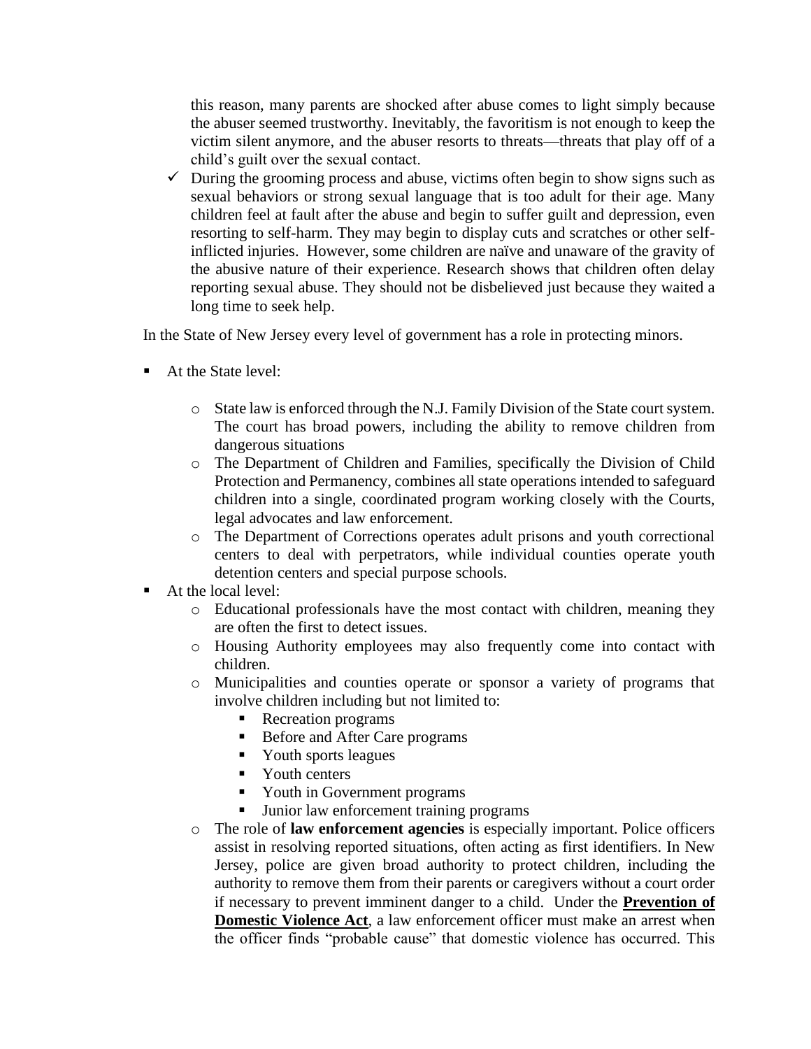this reason, many parents are shocked after abuse comes to light simply because the abuser seemed trustworthy. Inevitably, the favoritism is not enough to keep the victim silent anymore, and the abuser resorts to threats—threats that play off of a child's guilt over the sexual contact.

- ✓ During the grooming process and abuse, victims often begin to show signs such as sexual behaviors or strong sexual language that is too adult for their age. Many children feel at fault after the abuse and begin to suffer guilt and depression, even resorting to self-harm. They may begin to display cuts and scratches or other self-inflicted injuries. However, some children are naïve and unaware of the gravity of the abusive nature of their experience. Research shows that children often delay reporting sexual abuse. They should not be disbelieved just because they waited a long time to seek help.

In the State of New Jersey every level of government has a role in protecting minors.

- At the State level:
  - State law is enforced through the N.J. Family Division of the State court system. The court has broad powers, including the ability to remove children from dangerous situations
  - The Department of Children and Families, specifically the Division of Child Protection and Permanency, combines all state operations intended to safeguard children into a single, coordinated program working closely with the Courts, legal advocates and law enforcement.
  - The Department of Corrections operates adult prisons and youth correctional centers to deal with perpetrators, while individual counties operate youth detention centers and special purpose schools.
- At the local level:
  - Educational professionals have the most contact with children, meaning they are often the first to detect issues.
  - Housing Authority employees may also frequently come into contact with children.
  - Municipalities and counties operate or sponsor a variety of programs that involve children including but not limited to:
    - Recreation programs
    - Before and After Care programs
    - Youth sports leagues
    - Youth centers
    - Youth in Government programs
    - Junior law enforcement training programs
  - The role of **law enforcement agencies** is especially important. Police officers assist in resolving reported situations, often acting as first identifiers. In New Jersey, police are given broad authority to protect children, including the authority to remove them from their parents or caregivers without a court order if necessary to prevent imminent danger to a child. Under the **Prevention of Domestic Violence Act**, a law enforcement officer must make an arrest when the officer finds "probable cause" that domestic violence has occurred. This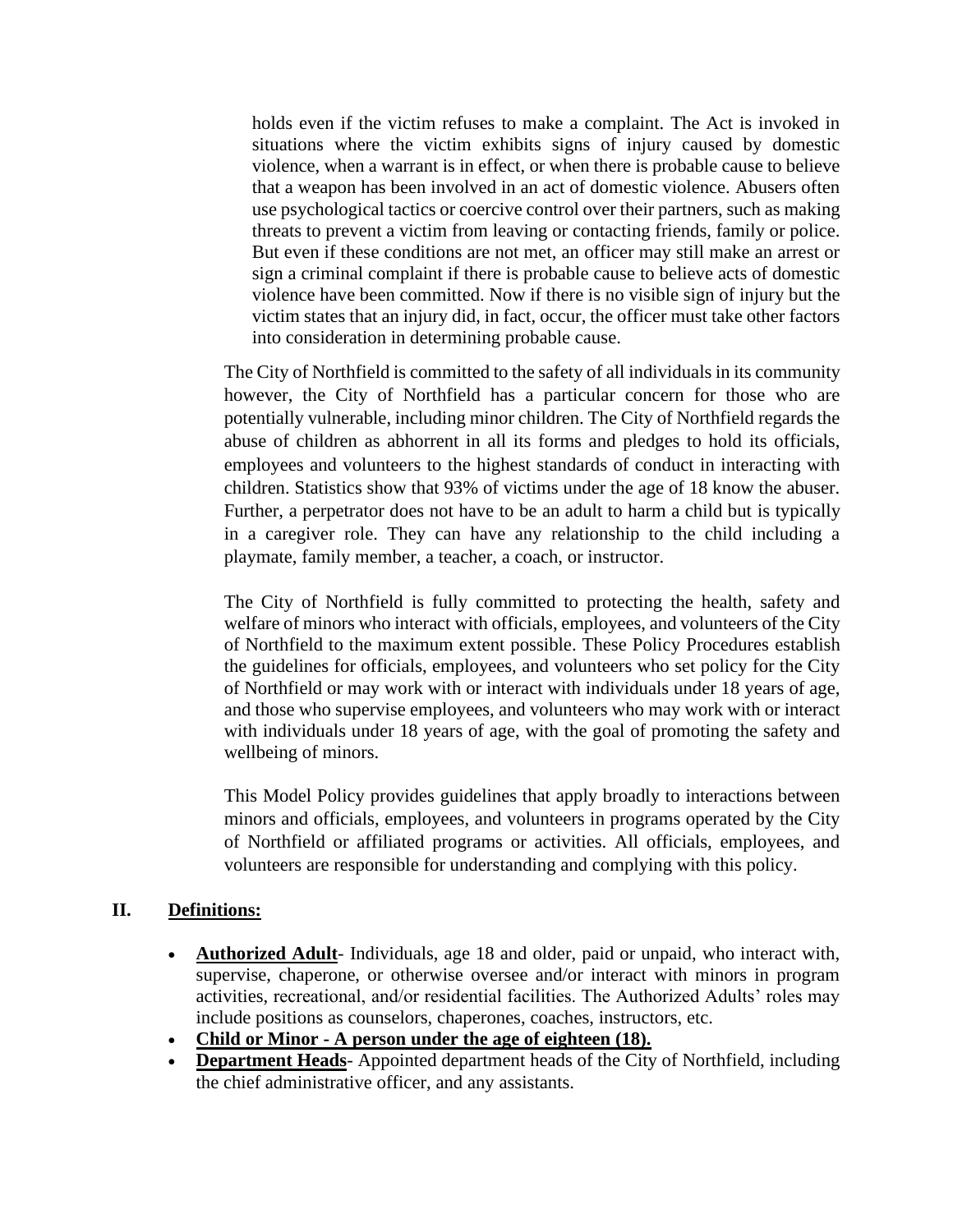holds even if the victim refuses to make a complaint. The Act is invoked in situations where the victim exhibits signs of injury caused by domestic violence, when a warrant is in effect, or when there is probable cause to believe that a weapon has been involved in an act of domestic violence. Abusers often use psychological tactics or coercive control over their partners, such as making threats to prevent a victim from leaving or contacting friends, family or police. But even if these conditions are not met, an officer may still make an arrest or sign a criminal complaint if there is probable cause to believe acts of domestic violence have been committed. Now if there is no visible sign of injury but the victim states that an injury did, in fact, occur, the officer must take other factors into consideration in determining probable cause.

The City of Northfield is committed to the safety of all individuals in its community however, the City of Northfield has a particular concern for those who are potentially vulnerable, including minor children. The City of Northfield regards the abuse of children as abhorrent in all its forms and pledges to hold its officials, employees and volunteers to the highest standards of conduct in interacting with children. Statistics show that 93% of victims under the age of 18 know the abuser. Further, a perpetrator does not have to be an adult to harm a child but is typically in a caregiver role. They can have any relationship to the child including a playmate, family member, a teacher, a coach, or instructor.

The City of Northfield is fully committed to protecting the health, safety and welfare of minors who interact with officials, employees, and volunteers of the City of Northfield to the maximum extent possible. These Policy Procedures establish the guidelines for officials, employees, and volunteers who set policy for the City of Northfield or may work with or interact with individuals under 18 years of age, and those who supervise employees, and volunteers who may work with or interact with individuals under 18 years of age, with the goal of promoting the safety and wellbeing of minors.

This Model Policy provides guidelines that apply broadly to interactions between minors and officials, employees, and volunteers in programs operated by the City of Northfield or affiliated programs or activities. All officials, employees, and volunteers are responsible for understanding and complying with this policy.

## II. Definitions:

- **Authorized Adult**- Individuals, age 18 and older, paid or unpaid, who interact with, supervise, chaperone, or otherwise oversee and/or interact with minors in program activities, recreational, and/or residential facilities. The Authorized Adults' roles may include positions as counselors, chaperones, coaches, instructors, etc.
- **Child or Minor - A person under the age of eighteen (18).**
- **Department Heads**- Appointed department heads of the City of Northfield, including the chief administrative officer, and any assistants.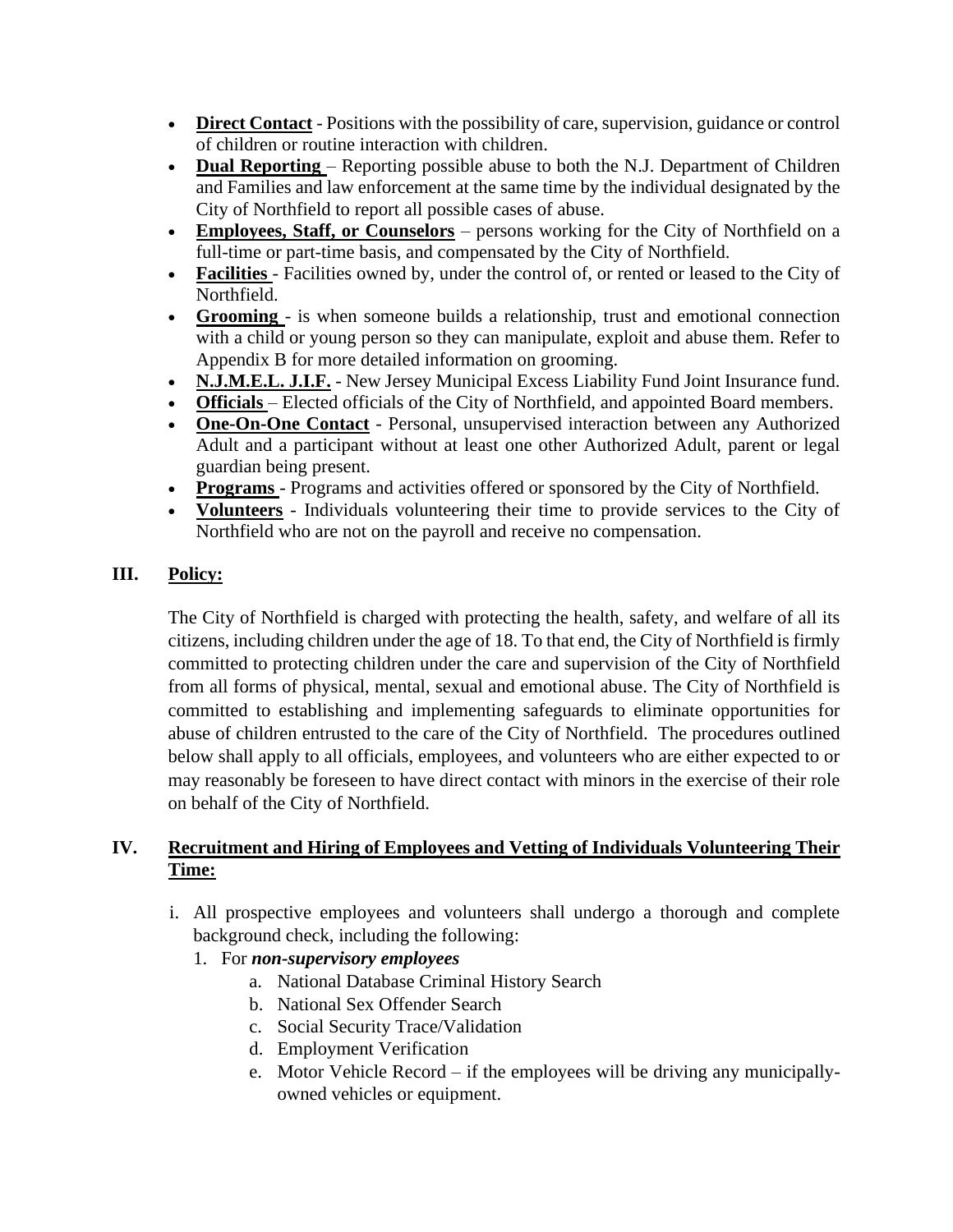- **Direct Contact** - Positions with the possibility of care, supervision, guidance or control of children or routine interaction with children.
- **Dual Reporting** – Reporting possible abuse to both the N.J. Department of Children and Families and law enforcement at the same time by the individual designated by the City of Northfield to report all possible cases of abuse.
- **Employees, Staff, or Counselors** – persons working for the City of Northfield on a full-time or part-time basis, and compensated by the City of Northfield.
- **Facilities** - Facilities owned by, under the control of, or rented or leased to the City of Northfield.
- **Grooming** - is when someone builds a relationship, trust and emotional connection with a child or young person so they can manipulate, exploit and abuse them. Refer to Appendix B for more detailed information on grooming.
- **N.J.M.E.L. J.I.F.** - New Jersey Municipal Excess Liability Fund Joint Insurance fund.
- **Officials** – Elected officials of the City of Northfield, and appointed Board members.
- **One-On-One Contact** - Personal, unsupervised interaction between any Authorized Adult and a participant without at least one other Authorized Adult, parent or legal guardian being present.
- **Programs** - Programs and activities offered or sponsored by the City of Northfield.
- **Volunteers** - Individuals volunteering their time to provide services to the City of Northfield who are not on the payroll and receive no compensation.

## III. Policy:

The City of Northfield is charged with protecting the health, safety, and welfare of all its citizens, including children under the age of 18. To that end, the City of Northfield is firmly committed to protecting children under the care and supervision of the City of Northfield from all forms of physical, mental, sexual and emotional abuse. The City of Northfield is committed to establishing and implementing safeguards to eliminate opportunities for abuse of children entrusted to the care of the City of Northfield. The procedures outlined below shall apply to all officials, employees, and volunteers who are either expected to or may reasonably be foreseen to have direct contact with minors in the exercise of their role on behalf of the City of Northfield.

## IV. Recruitment and Hiring of Employees and Vetting of Individuals Volunteering Their Time:

i. All prospective employees and volunteers shall undergo a thorough and complete background check, including the following:

1. For ***non-supervisory employees***
   a. National Database Criminal History Search
   b. National Sex Offender Search
   c. Social Security Trace/Validation
   d. Employment Verification
   e. Motor Vehicle Record – if the employees will be driving any municipally-owned vehicles or equipment.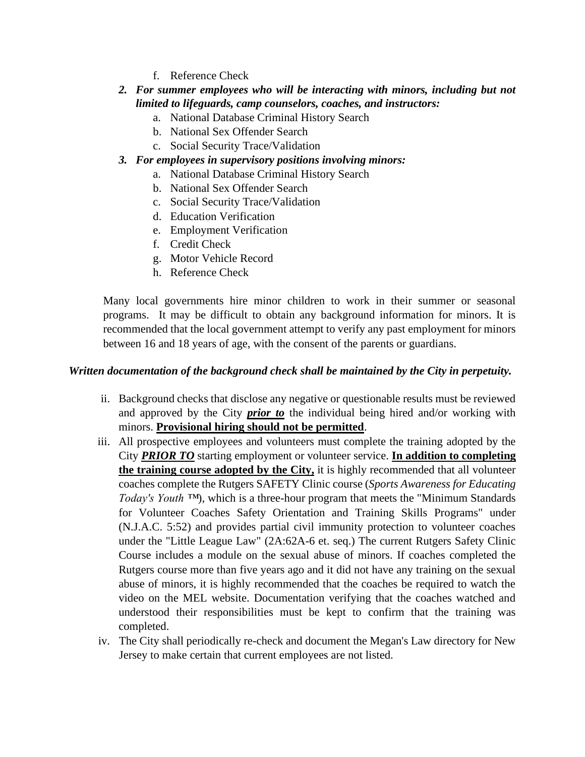f. Reference Check

2. ***For summer employees who will be interacting with minors, including but not limited to lifeguards, camp counselors, coaches, and instructors:***
   a. National Database Criminal History Search
   b. National Sex Offender Search
   c. Social Security Trace/Validation
3. ***For employees in supervisory positions involving minors:***
   a. National Database Criminal History Search
   b. National Sex Offender Search
   c. Social Security Trace/Validation
   d. Education Verification
   e. Employment Verification
   f. Credit Check
   g. Motor Vehicle Record
   h. Reference Check

Many local governments hire minor children to work in their summer or seasonal programs. It may be difficult to obtain any background information for minors. It is recommended that the local government attempt to verify any past employment for minors between 16 and 18 years of age, with the consent of the parents or guardians.

***Written documentation of the background check shall be maintained by the City in perpetuity.***

ii. Background checks that disclose any negative or questionable results must be reviewed and approved by the City ***prior to*** the individual being hired and/or working with minors. **Provisional hiring should not be permitted**.

iii. All prospective employees and volunteers must complete the training adopted by the City ***PRIOR TO*** starting employment or volunteer service. **In addition to completing the training course adopted by the City,** it is highly recommended that all volunteer coaches complete the Rutgers SAFETY Clinic course (*Sports Awareness for Educating Today's Youth* ™), which is a three-hour program that meets the "Minimum Standards for Volunteer Coaches Safety Orientation and Training Skills Programs" under (N.J.A.C. 5:52) and provides partial civil immunity protection to volunteer coaches under the "Little League Law" (2A:62A-6 et. seq.) The current Rutgers Safety Clinic Course includes a module on the sexual abuse of minors. If coaches completed the Rutgers course more than five years ago and it did not have any training on the sexual abuse of minors, it is highly recommended that the coaches be required to watch the video on the MEL website. Documentation verifying that the coaches watched and understood their responsibilities must be kept to confirm that the training was completed.

iv. The City shall periodically re-check and document the Megan's Law directory for New Jersey to make certain that current employees are not listed.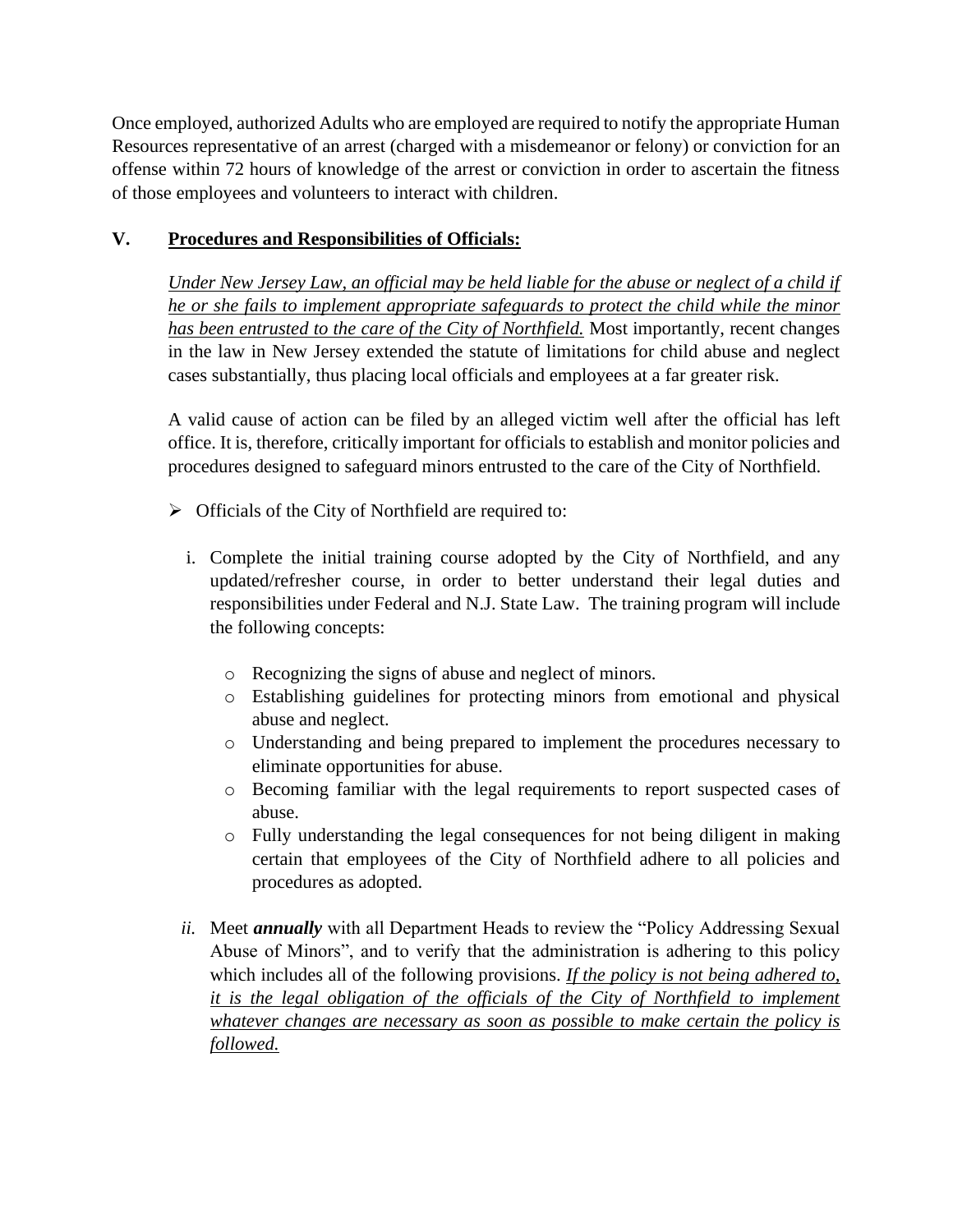Once employed, authorized Adults who are employed are required to notify the appropriate Human Resources representative of an arrest (charged with a misdemeanor or felony) or conviction for an offense within 72 hours of knowledge of the arrest or conviction in order to ascertain the fitness of those employees and volunteers to interact with children.

## V. Procedures and Responsibilities of Officials:

<u>*Under New Jersey Law, an official may be held liable for the abuse or neglect of a child if he or she fails to implement appropriate safeguards to protect the child while the minor has been entrusted to the care of the City of Northfield.*</u> Most importantly, recent changes in the law in New Jersey extended the statute of limitations for child abuse and neglect cases substantially, thus placing local officials and employees at a far greater risk.

A valid cause of action can be filed by an alleged victim well after the official has left office. It is, therefore, critically important for officials to establish and monitor policies and procedures designed to safeguard minors entrusted to the care of the City of Northfield.

- Officials of the City of Northfield are required to:

  i. Complete the initial training course adopted by the City of Northfield, and any updated/refresher course, in order to better understand their legal duties and responsibilities under Federal and N.J. State Law. The training program will include the following concepts:

     - Recognizing the signs of abuse and neglect of minors.
     - Establishing guidelines for protecting minors from emotional and physical abuse and neglect.
     - Understanding and being prepared to implement the procedures necessary to eliminate opportunities for abuse.
     - Becoming familiar with the legal requirements to report suspected cases of abuse.
     - Fully understanding the legal consequences for not being diligent in making certain that employees of the City of Northfield adhere to all policies and procedures as adopted.

  *ii.* Meet ***annually*** with all Department Heads to review the "Policy Addressing Sexual Abuse of Minors", and to verify that the administration is adhering to this policy which includes all of the following provisions. <u>*If the policy is not being adhered to, it is the legal obligation of the officials of the City of Northfield to implement whatever changes are necessary as soon as possible to make certain the policy is followed.*</u>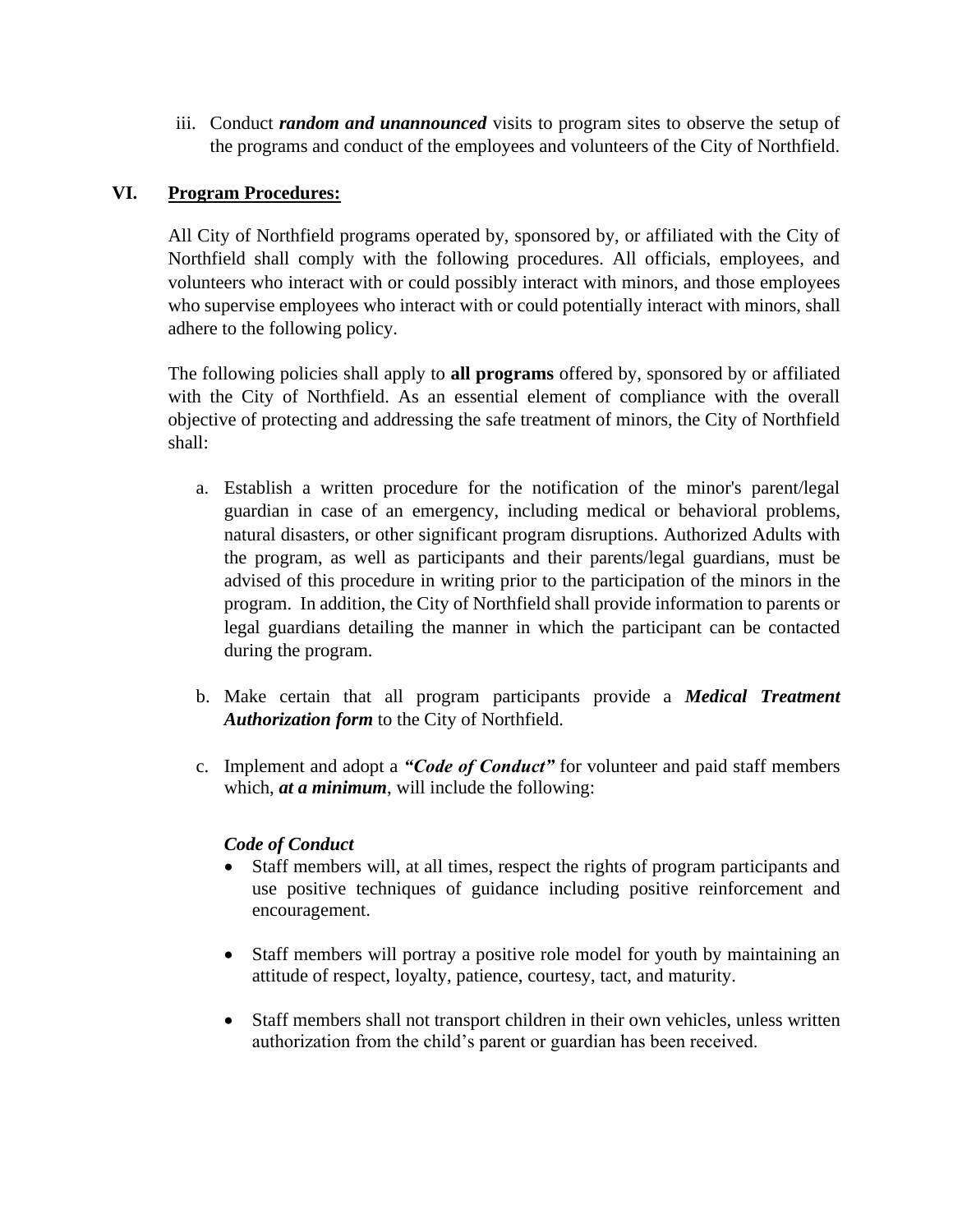iii. Conduct ***random and unannounced*** visits to program sites to observe the setup of the programs and conduct of the employees and volunteers of the City of Northfield.

## VI. Program Procedures:

All City of Northfield programs operated by, sponsored by, or affiliated with the City of Northfield shall comply with the following procedures. All officials, employees, and volunteers who interact with or could possibly interact with minors, and those employees who supervise employees who interact with or could potentially interact with minors, shall adhere to the following policy.

The following policies shall apply to **all programs** offered by, sponsored by or affiliated with the City of Northfield. As an essential element of compliance with the overall objective of protecting and addressing the safe treatment of minors, the City of Northfield shall:

a. Establish a written procedure for the notification of the minor's parent/legal guardian in case of an emergency, including medical or behavioral problems, natural disasters, or other significant program disruptions. Authorized Adults with the program, as well as participants and their parents/legal guardians, must be advised of this procedure in writing prior to the participation of the minors in the program. In addition, the City of Northfield shall provide information to parents or legal guardians detailing the manner in which the participant can be contacted during the program.

b. Make certain that all program participants provide a ***Medical Treatment Authorization form*** to the City of Northfield.

c. Implement and adopt a ***"Code of Conduct"*** for volunteer and paid staff members which, ***at a minimum***, will include the following:

***Code of Conduct***

- Staff members will, at all times, respect the rights of program participants and use positive techniques of guidance including positive reinforcement and encouragement.

- Staff members will portray a positive role model for youth by maintaining an attitude of respect, loyalty, patience, courtesy, tact, and maturity.

- Staff members shall not transport children in their own vehicles, unless written authorization from the child's parent or guardian has been received.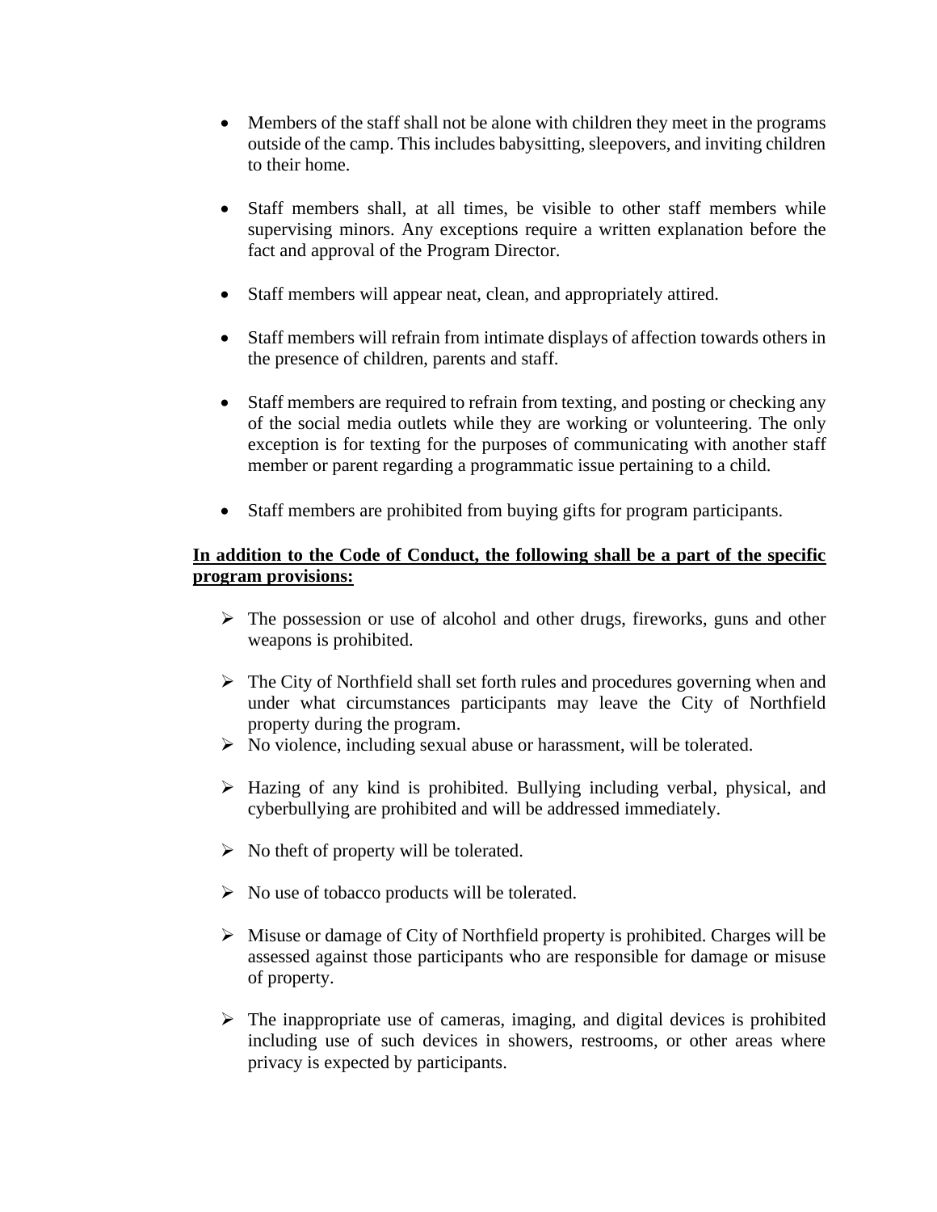- Members of the staff shall not be alone with children they meet in the programs outside of the camp. This includes babysitting, sleepovers, and inviting children to their home.

- Staff members shall, at all times, be visible to other staff members while supervising minors. Any exceptions require a written explanation before the fact and approval of the Program Director.

- Staff members will appear neat, clean, and appropriately attired.

- Staff members will refrain from intimate displays of affection towards others in the presence of children, parents and staff.

- Staff members are required to refrain from texting, and posting or checking any of the social media outlets while they are working or volunteering. The only exception is for texting for the purposes of communicating with another staff member or parent regarding a programmatic issue pertaining to a child.

- Staff members are prohibited from buying gifts for program participants.

**<u>In addition to the Code of Conduct, the following shall be a part of the specific program provisions:</u>**

- The possession or use of alcohol and other drugs, fireworks, guns and other weapons is prohibited.

- The City of Northfield shall set forth rules and procedures governing when and under what circumstances participants may leave the City of Northfield property during the program.
- No violence, including sexual abuse or harassment, will be tolerated.

- Hazing of any kind is prohibited. Bullying including verbal, physical, and cyberbullying are prohibited and will be addressed immediately.

- No theft of property will be tolerated.

- No use of tobacco products will be tolerated.

- Misuse or damage of City of Northfield property is prohibited. Charges will be assessed against those participants who are responsible for damage or misuse of property.

- The inappropriate use of cameras, imaging, and digital devices is prohibited including use of such devices in showers, restrooms, or other areas where privacy is expected by participants.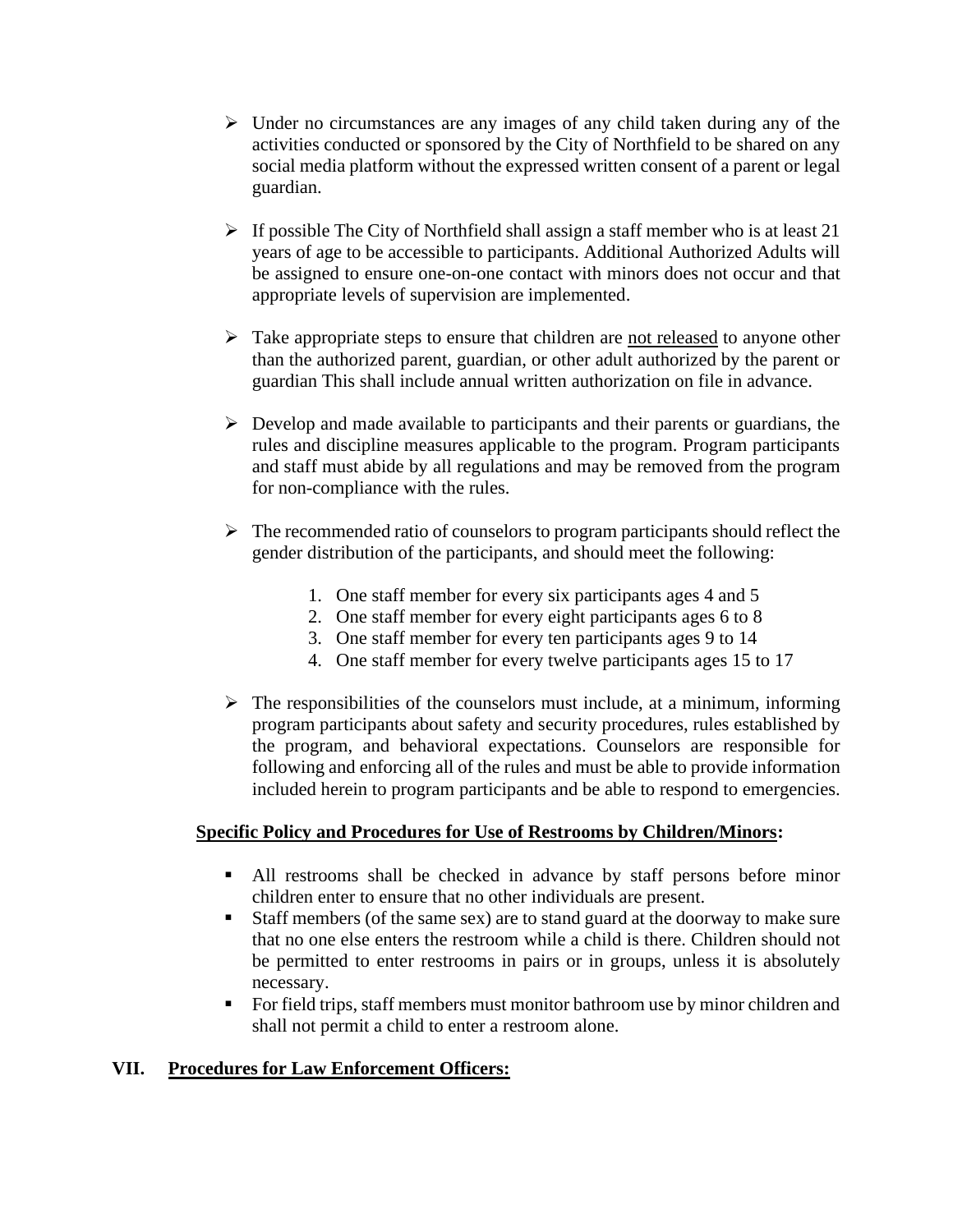- Under no circumstances are any images of any child taken during any of the activities conducted or sponsored by the City of Northfield to be shared on any social media platform without the expressed written consent of a parent or legal guardian.

- If possible The City of Northfield shall assign a staff member who is at least 21 years of age to be accessible to participants. Additional Authorized Adults will be assigned to ensure one-on-one contact with minors does not occur and that appropriate levels of supervision are implemented.

- Take appropriate steps to ensure that children are <u>not released</u> to anyone other than the authorized parent, guardian, or other adult authorized by the parent or guardian This shall include annual written authorization on file in advance.

- Develop and made available to participants and their parents or guardians, the rules and discipline measures applicable to the program. Program participants and staff must abide by all regulations and may be removed from the program for non-compliance with the rules.

- The recommended ratio of counselors to program participants should reflect the gender distribution of the participants, and should meet the following:

    1. One staff member for every six participants ages 4 and 5
    2. One staff member for every eight participants ages 6 to 8
    3. One staff member for every ten participants ages 9 to 14
    4. One staff member for every twelve participants ages 15 to 17

- The responsibilities of the counselors must include, at a minimum, informing program participants about safety and security procedures, rules established by the program, and behavioral expectations. Counselors are responsible for following and enforcing all of the rules and must be able to provide information included herein to program participants and be able to respond to emergencies.

**<u>Specific Policy and Procedures for Use of Restrooms by Children/Minors</u>:**

- All restrooms shall be checked in advance by staff persons before minor children enter to ensure that no other individuals are present.
- Staff members (of the same sex) are to stand guard at the doorway to make sure that no one else enters the restroom while a child is there. Children should not be permitted to enter restrooms in pairs or in groups, unless it is absolutely necessary.
- For field trips, staff members must monitor bathroom use by minor children and shall not permit a child to enter a restroom alone.

## VII. <u>Procedures for Law Enforcement Officers:</u>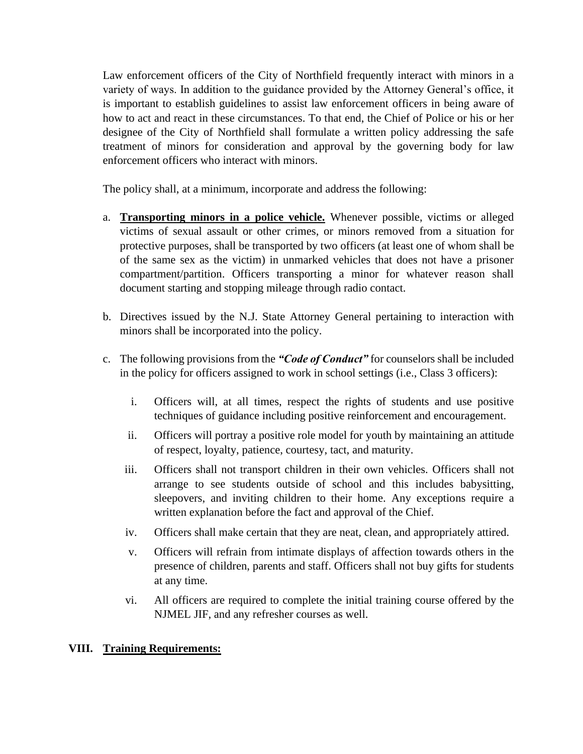Law enforcement officers of the City of Northfield frequently interact with minors in a variety of ways. In addition to the guidance provided by the Attorney General's office, it is important to establish guidelines to assist law enforcement officers in being aware of how to act and react in these circumstances. To that end, the Chief of Police or his or her designee of the City of Northfield shall formulate a written policy addressing the safe treatment of minors for consideration and approval by the governing body for law enforcement officers who interact with minors.

The policy shall, at a minimum, incorporate and address the following:

a. **<u>Transporting minors in a police vehicle.</u>** Whenever possible, victims or alleged victims of sexual assault or other crimes, or minors removed from a situation for protective purposes, shall be transported by two officers (at least one of whom shall be of the same sex as the victim) in unmarked vehicles that does not have a prisoner compartment/partition. Officers transporting a minor for whatever reason shall document starting and stopping mileage through radio contact.

b. Directives issued by the N.J. State Attorney General pertaining to interaction with minors shall be incorporated into the policy.

c. The following provisions from the ***"Code of Conduct"*** for counselors shall be included in the policy for officers assigned to work in school settings (i.e., Class 3 officers):

   i. Officers will, at all times, respect the rights of students and use positive techniques of guidance including positive reinforcement and encouragement.

   ii. Officers will portray a positive role model for youth by maintaining an attitude of respect, loyalty, patience, courtesy, tact, and maturity.

   iii. Officers shall not transport children in their own vehicles. Officers shall not arrange to see students outside of school and this includes babysitting, sleepovers, and inviting children to their home. Any exceptions require a written explanation before the fact and approval of the Chief.

   iv. Officers shall make certain that they are neat, clean, and appropriately attired.

   v. Officers will refrain from intimate displays of affection towards others in the presence of children, parents and staff. Officers shall not buy gifts for students at any time.

   vi. All officers are required to complete the initial training course offered by the NJMEL JIF, and any refresher courses as well.

## VIII. <u>Training Requirements:</u>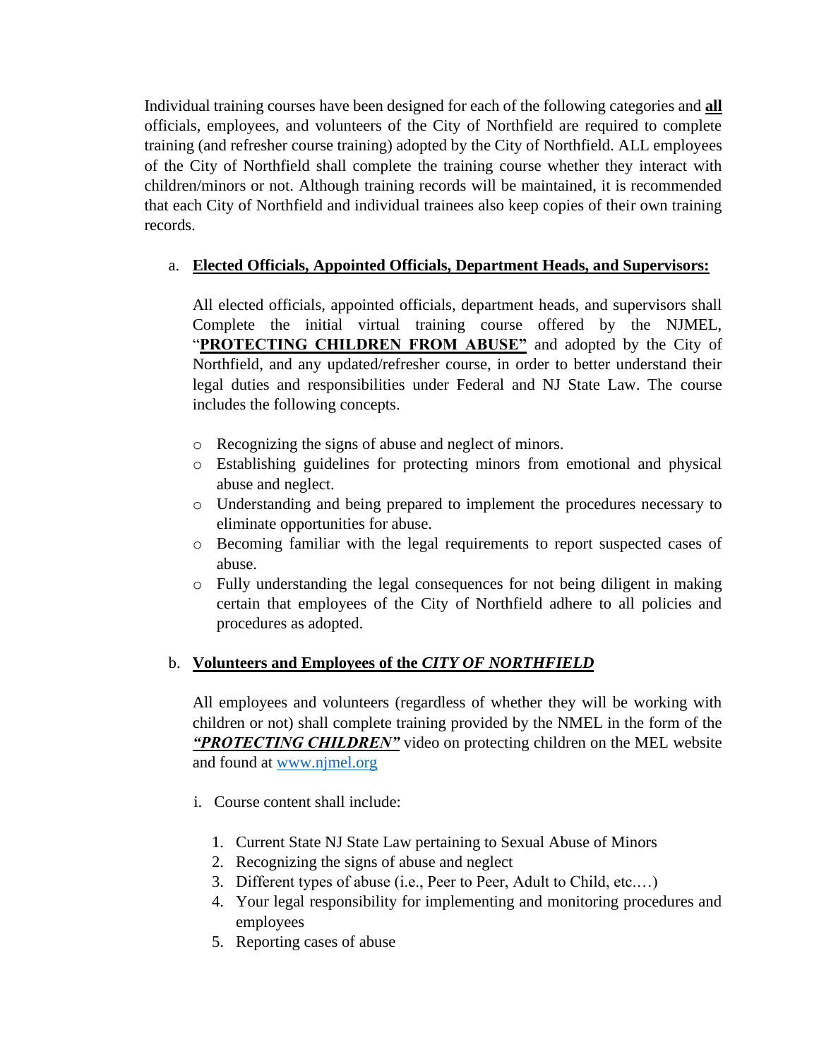Individual training courses have been designed for each of the following categories and **all** officials, employees, and volunteers of the City of Northfield are required to complete training (and refresher course training) adopted by the City of Northfield. ALL employees of the City of Northfield shall complete the training course whether they interact with children/minors or not. Although training records will be maintained, it is recommended that each City of Northfield and individual trainees also keep copies of their own training records.

a. **Elected Officials, Appointed Officials, Department Heads, and Supervisors:**

   All elected officials, appointed officials, department heads, and supervisors shall Complete the initial virtual training course offered by the NJMEL, "**PROTECTING CHILDREN FROM ABUSE"** and adopted by the City of Northfield, and any updated/refresher course, in order to better understand their legal duties and responsibilities under Federal and NJ State Law. The course includes the following concepts.

   - Recognizing the signs of abuse and neglect of minors.
   - Establishing guidelines for protecting minors from emotional and physical abuse and neglect.
   - Understanding and being prepared to implement the procedures necessary to eliminate opportunities for abuse.
   - Becoming familiar with the legal requirements to report suspected cases of abuse.
   - Fully understanding the legal consequences for not being diligent in making certain that employees of the City of Northfield adhere to all policies and procedures as adopted.

b. **Volunteers and Employees of the *CITY OF NORTHFIELD***

   All employees and volunteers (regardless of whether they will be working with children or not) shall complete training provided by the NMEL in the form of the ***"PROTECTING CHILDREN"*** video on protecting children on the MEL website and found at www.njmel.org

   i. Course content shall include:

      1. Current State NJ State Law pertaining to Sexual Abuse of Minors
      2. Recognizing the signs of abuse and neglect
      3. Different types of abuse (i.e., Peer to Peer, Adult to Child, etc.…)
      4. Your legal responsibility for implementing and monitoring procedures and employees
      5. Reporting cases of abuse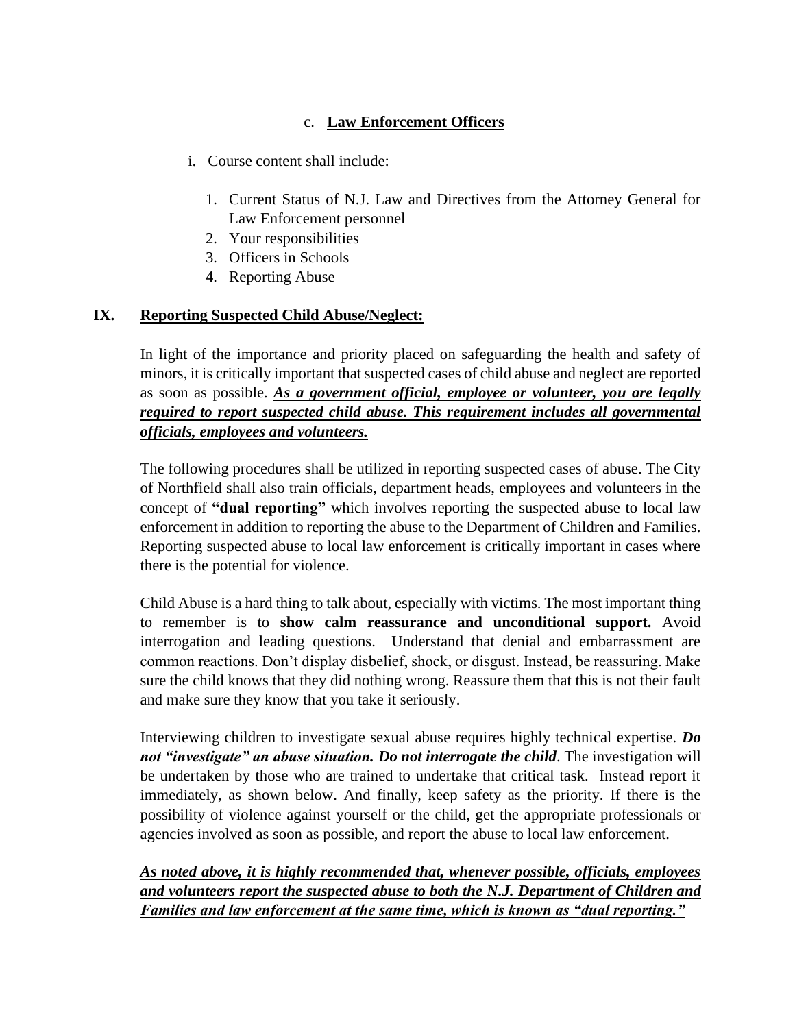c. **Law Enforcement Officers**

i. Course content shall include:

1. Current Status of N.J. Law and Directives from the Attorney General for Law Enforcement personnel
2. Your responsibilities
3. Officers in Schools
4. Reporting Abuse

## IX. Reporting Suspected Child Abuse/Neglect:

In light of the importance and priority placed on safeguarding the health and safety of minors, it is critically important that suspected cases of child abuse and neglect are reported as soon as possible. ***As a government official, employee or volunteer, you are legally required to report suspected child abuse. This requirement includes all governmental officials, employees and volunteers.***

The following procedures shall be utilized in reporting suspected cases of abuse. The City of Northfield shall also train officials, department heads, employees and volunteers in the concept of **"dual reporting"** which involves reporting the suspected abuse to local law enforcement in addition to reporting the abuse to the Department of Children and Families. Reporting suspected abuse to local law enforcement is critically important in cases where there is the potential for violence.

Child Abuse is a hard thing to talk about, especially with victims. The most important thing to remember is to **show calm reassurance and unconditional support.** Avoid interrogation and leading questions. Understand that denial and embarrassment are common reactions. Don't display disbelief, shock, or disgust. Instead, be reassuring. Make sure the child knows that they did nothing wrong. Reassure them that this is not their fault and make sure they know that you take it seriously.

Interviewing children to investigate sexual abuse requires highly technical expertise. ***Do not "investigate" an abuse situation. Do not interrogate the child***. The investigation will be undertaken by those who are trained to undertake that critical task. Instead report it immediately, as shown below. And finally, keep safety as the priority. If there is the possibility of violence against yourself or the child, get the appropriate professionals or agencies involved as soon as possible, and report the abuse to local law enforcement.

***As noted above, it is highly recommended that, whenever possible, officials, employees and volunteers report the suspected abuse to both the N.J. Department of Children and Families and law enforcement at the same time, which is known as "dual reporting."***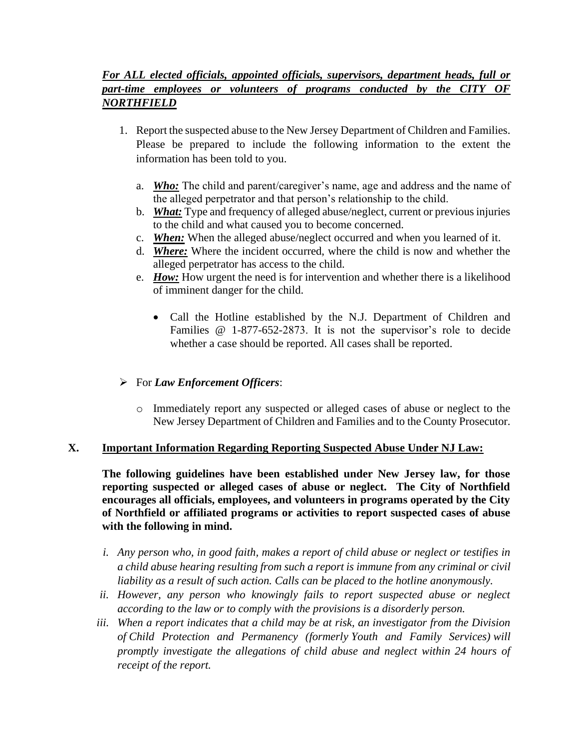***<u>For ALL elected officials, appointed officials, supervisors, department heads, full or part-time employees or volunteers of programs conducted by the CITY OF NORTHFIELD</u>***

1. Report the suspected abuse to the New Jersey Department of Children and Families. Please be prepared to include the following information to the extent the information has been told to you.

   a. ***<u>Who:</u>*** The child and parent/caregiver's name, age and address and the name of the alleged perpetrator and that person's relationship to the child.
   b. ***<u>What:</u>*** Type and frequency of alleged abuse/neglect, current or previous injuries to the child and what caused you to become concerned.
   c. ***<u>When:</u>*** When the alleged abuse/neglect occurred and when you learned of it.
   d. ***<u>Where:</u>*** Where the incident occurred, where the child is now and whether the alleged perpetrator has access to the child.
   e. ***<u>How:</u>*** How urgent the need is for intervention and whether there is a likelihood of imminent danger for the child.

      - Call the Hotline established by the N.J. Department of Children and Families @ 1-877-652-2873. It is not the supervisor's role to decide whether a case should be reported. All cases shall be reported.

- For ***Law Enforcement Officers***:

  - Immediately report any suspected or alleged cases of abuse or neglect to the New Jersey Department of Children and Families and to the County Prosecutor.

## X. <u>Important Information Regarding Reporting Suspected Abuse Under NJ Law:</u>

**The following guidelines have been established under New Jersey law, for those reporting suspected or alleged cases of abuse or neglect. The City of Northfield encourages all officials, employees, and volunteers in programs operated by the City of Northfield or affiliated programs or activities to report suspected cases of abuse with the following in mind.**

i. *Any person who, in good faith, makes a report of child abuse or neglect or testifies in a child abuse hearing resulting from such a report is immune from any criminal or civil liability as a result of such action. Calls can be placed to the hotline anonymously.*

ii. *However, any person who knowingly fails to report suspected abuse or neglect according to the law or to comply with the provisions is a disorderly person.*

iii. *When a report indicates that a child may be at risk, an investigator from the Division of Child Protection and Permanency (formerly Youth and Family Services) will promptly investigate the allegations of child abuse and neglect within 24 hours of receipt of the report.*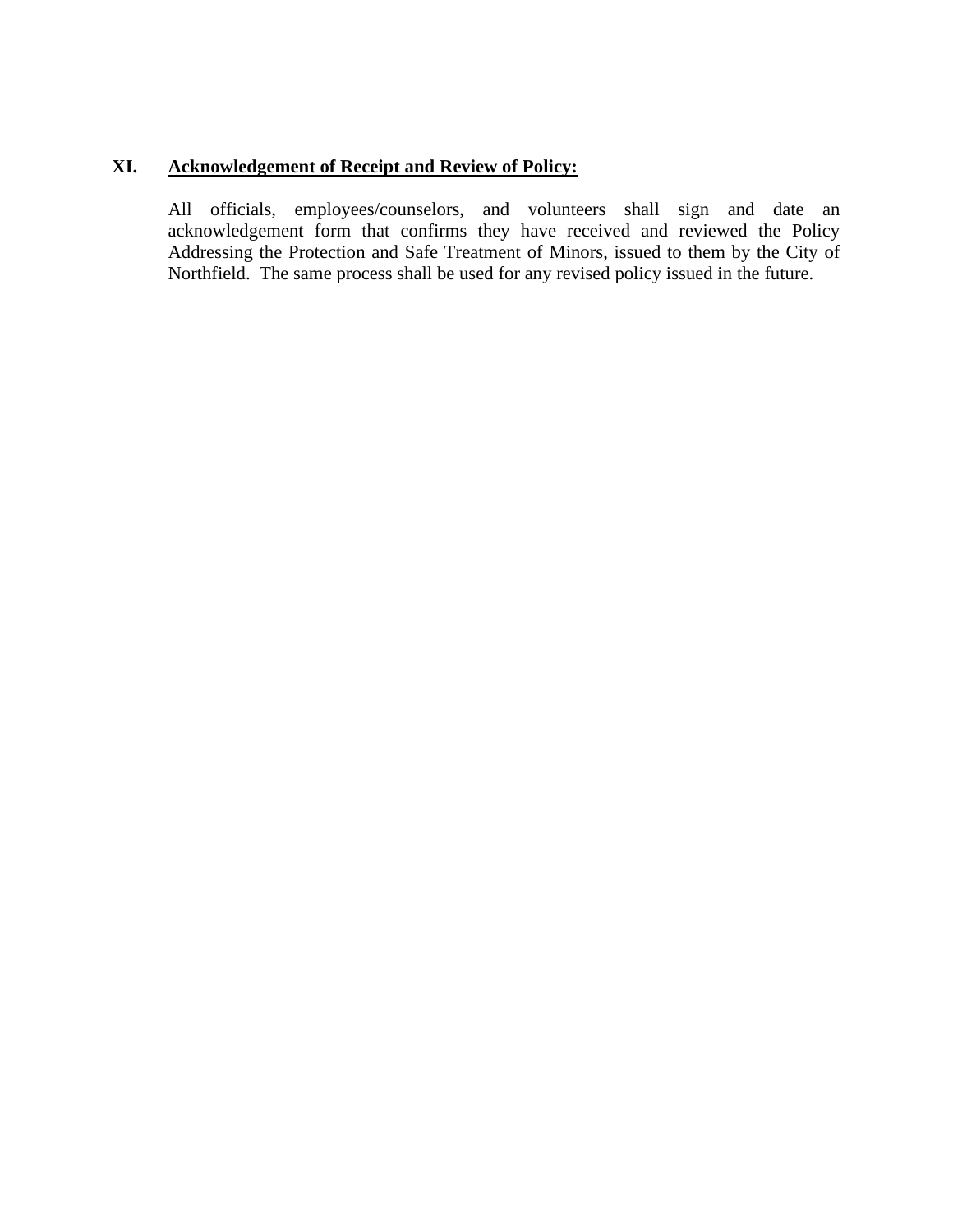## XI. Acknowledgement of Receipt and Review of Policy:

All officials, employees/counselors, and volunteers shall sign and date an acknowledgement form that confirms they have received and reviewed the Policy Addressing the Protection and Safe Treatment of Minors, issued to them by the City of Northfield. The same process shall be used for any revised policy issued in the future.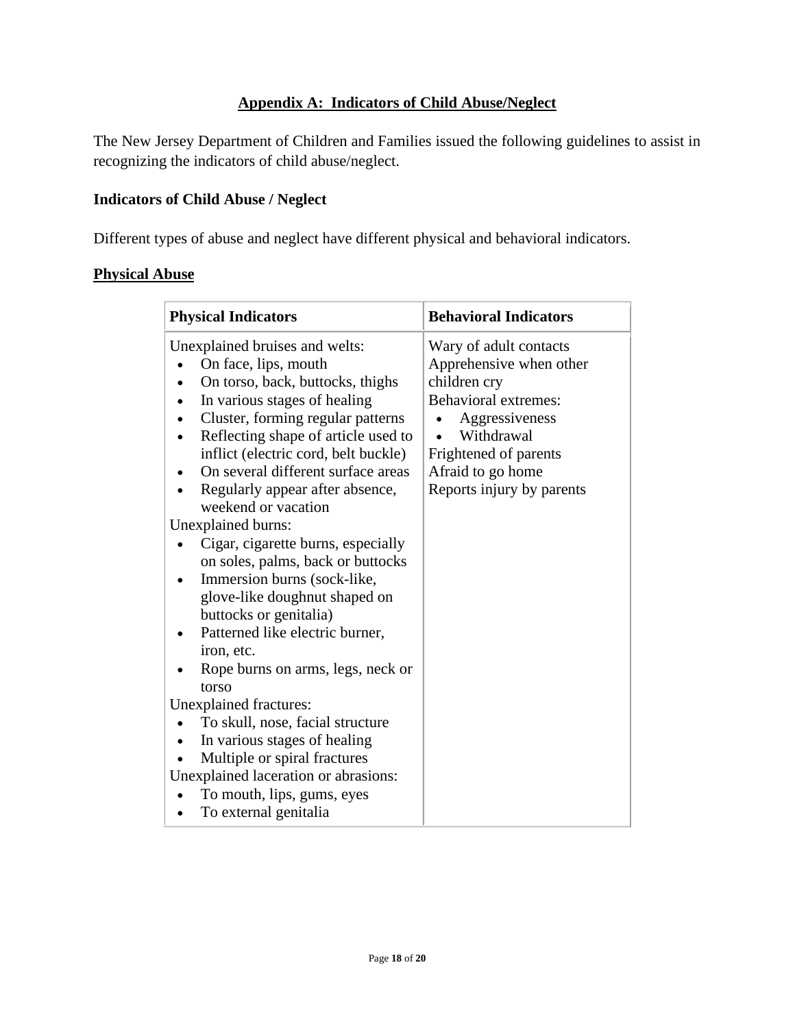## Appendix A: Indicators of Child Abuse/Neglect

The New Jersey Department of Children and Families issued the following guidelines to assist in recognizing the indicators of child abuse/neglect.

### Indicators of Child Abuse / Neglect

Different types of abuse and neglect have different physical and behavioral indicators.

### Physical Abuse

| Physical Indicators | Behavioral Indicators |
|---|---|
| Unexplained bruises and welts:<br>• On face, lips, mouth<br>• On torso, back, buttocks, thighs<br>• In various stages of healing<br>• Cluster, forming regular patterns<br>• Reflecting shape of article used to inflict (electric cord, belt buckle)<br>• On several different surface areas<br>• Regularly appear after absence, weekend or vacation<br>Unexplained burns:<br>• Cigar, cigarette burns, especially on soles, palms, back or buttocks<br>• Immersion burns (sock-like, glove-like doughnut shaped on buttocks or genitalia)<br>• Patterned like electric burner, iron, etc.<br>• Rope burns on arms, legs, neck or torso<br>Unexplained fractures:<br>• To skull, nose, facial structure<br>• In various stages of healing<br>• Multiple or spiral fractures<br>Unexplained laceration or abrasions:<br>• To mouth, lips, gums, eyes<br>• To external genitalia | Wary of adult contacts<br>Apprehensive when other children cry<br>Behavioral extremes:<br>• Aggressiveness<br>• Withdrawal<br>Frightened of parents<br>Afraid to go home<br>Reports injury by parents |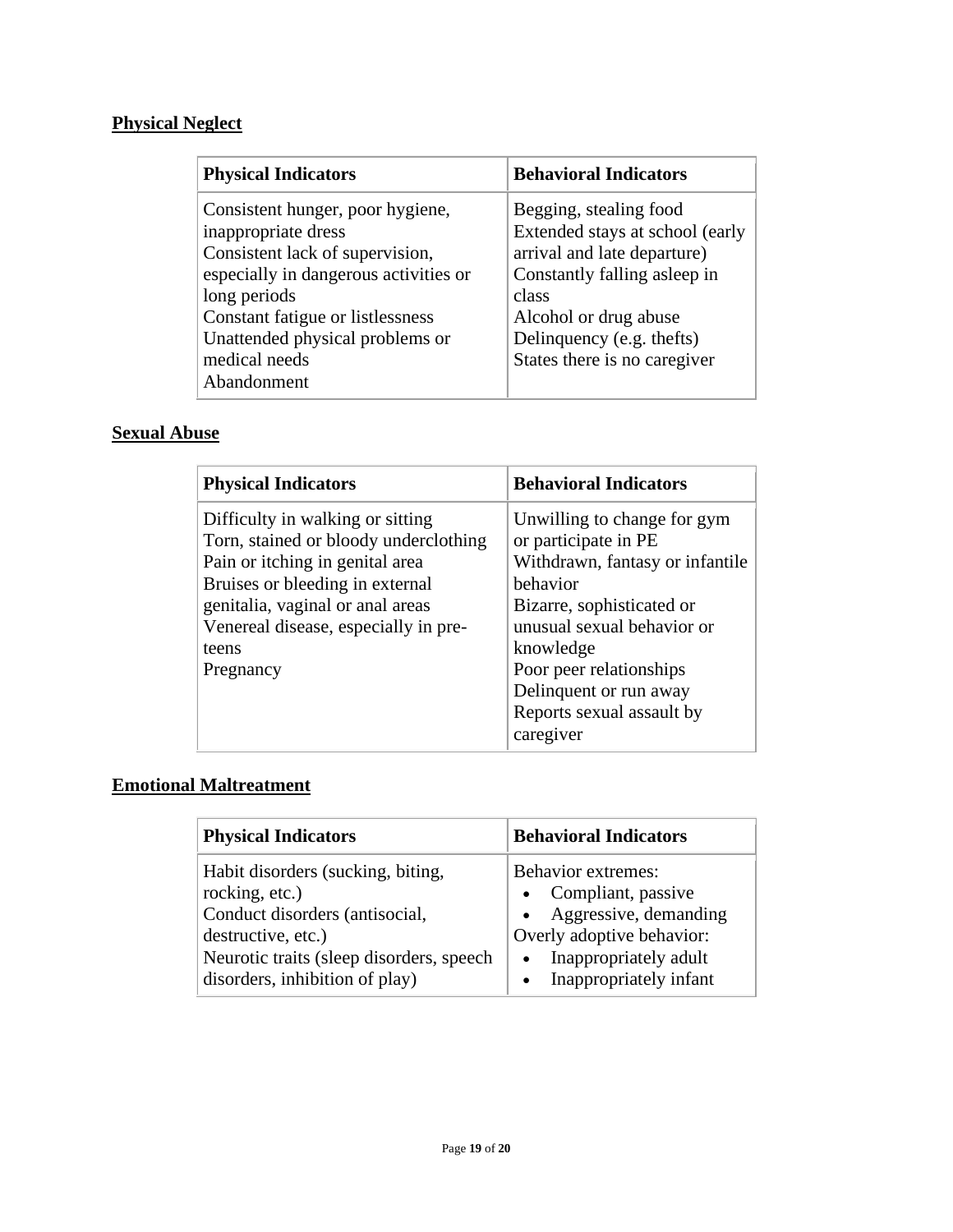**Physical Neglect**

| Physical Indicators | Behavioral Indicators |
| --- | --- |
| Consistent hunger, poor hygiene, inappropriate dress<br>Consistent lack of supervision, especially in dangerous activities or long periods<br>Constant fatigue or listlessness<br>Unattended physical problems or medical needs<br>Abandonment | Begging, stealing food<br>Extended stays at school (early arrival and late departure)<br>Constantly falling asleep in class<br>Alcohol or drug abuse<br>Delinquency (e.g. thefts)<br>States there is no caregiver |

**Sexual Abuse**

| Physical Indicators | Behavioral Indicators |
| --- | --- |
| Difficulty in walking or sitting<br>Torn, stained or bloody underclothing<br>Pain or itching in genital area<br>Bruises or bleeding in external genitalia, vaginal or anal areas<br>Venereal disease, especially in pre-teens<br>Pregnancy | Unwilling to change for gym or participate in PE<br>Withdrawn, fantasy or infantile behavior<br>Bizarre, sophisticated or unusual sexual behavior or knowledge<br>Poor peer relationships<br>Delinquent or run away<br>Reports sexual assault by caregiver |

**Emotional Maltreatment**

| Physical Indicators | Behavioral Indicators |
| --- | --- |
| Habit disorders (sucking, biting, rocking, etc.)<br>Conduct disorders (antisocial, destructive, etc.)<br>Neurotic traits (sleep disorders, speech disorders, inhibition of play) | Behavior extremes:<br>• Compliant, passive<br>• Aggressive, demanding<br>Overly adoptive behavior:<br>• Inappropriately adult<br>• Inappropriately infant |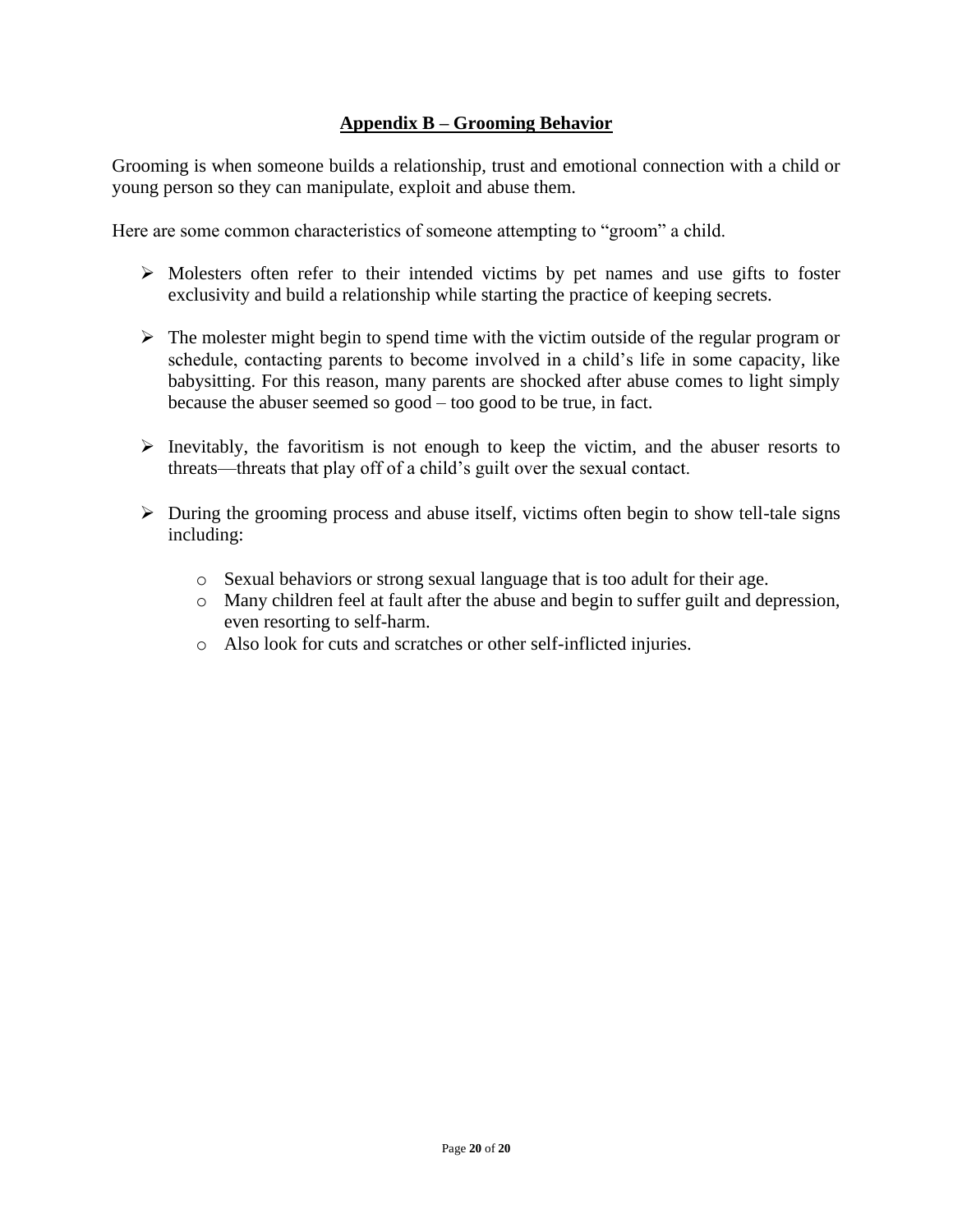## Appendix B – Grooming Behavior

Grooming is when someone builds a relationship, trust and emotional connection with a child or young person so they can manipulate, exploit and abuse them.

Here are some common characteristics of someone attempting to "groom" a child.

- Molesters often refer to their intended victims by pet names and use gifts to foster exclusivity and build a relationship while starting the practice of keeping secrets.
- The molester might begin to spend time with the victim outside of the regular program or schedule, contacting parents to become involved in a child's life in some capacity, like babysitting. For this reason, many parents are shocked after abuse comes to light simply because the abuser seemed so good – too good to be true, in fact.
- Inevitably, the favoritism is not enough to keep the victim, and the abuser resorts to threats—threats that play off of a child's guilt over the sexual contact.
- During the grooming process and abuse itself, victims often begin to show tell-tale signs including:
  - Sexual behaviors or strong sexual language that is too adult for their age.
  - Many children feel at fault after the abuse and begin to suffer guilt and depression, even resorting to self-harm.
  - Also look for cuts and scratches or other self-inflicted injuries.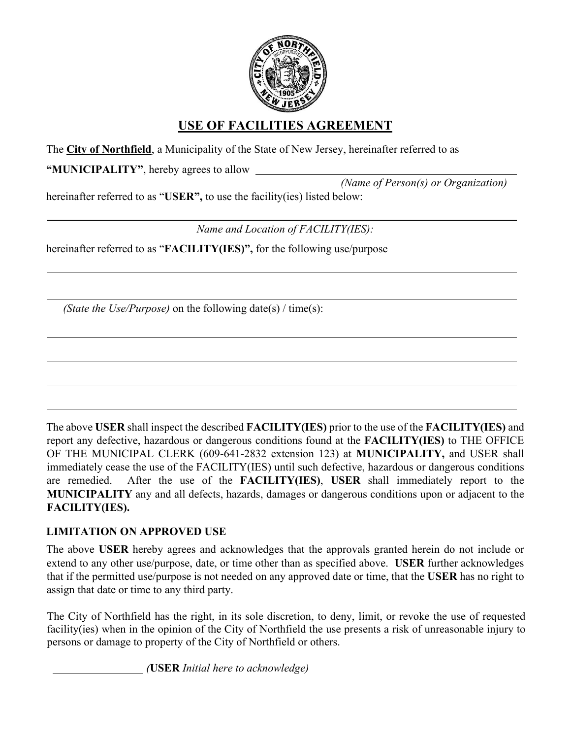# USE OF FACILITIES AGREEMENT

The **City of Northfield**, a Municipality of the State of New Jersey, hereinafter referred to as **"MUNICIPALITY"**, hereby agrees to allow \_\_\_\_\_\_\_\_\_\_\_\_\_\_\_\_\_\_\_\_\_\_\_\_\_\_\_\_\_\_\_\_\_\_\_\_\_\_\_\_

*(Name of Person(s) or Organization)*

hereinafter referred to as "**USER",** to use the facility(ies) listed below:

\_\_\_\_\_\_\_\_\_\_\_\_\_\_\_\_\_\_\_\_\_\_\_\_\_\_\_\_\_\_\_\_\_\_\_\_\_\_\_\_\_\_\_\_\_\_\_\_\_\_\_\_\_\_\_\_\_\_\_\_

*Name and Location of FACILITY(IES):*

hereinafter referred to as "**FACILITY(IES)",** for the following use/purpose

\_\_\_\_\_\_\_\_\_\_\_\_\_\_\_\_\_\_\_\_\_\_\_\_\_\_\_\_\_\_\_\_\_\_\_\_\_\_\_\_\_\_\_\_\_\_\_\_\_\_\_\_\_\_\_\_\_\_\_\_

\_\_\_\_\_\_\_\_\_\_\_\_\_\_\_\_\_\_\_\_\_\_\_\_\_\_\_\_\_\_\_\_\_\_\_\_\_\_\_\_\_\_\_\_\_\_\_\_\_\_\_\_\_\_\_\_\_\_\_\_

*(State the Use/Purpose)* on the following date(s) / time(s):

\_\_\_\_\_\_\_\_\_\_\_\_\_\_\_\_\_\_\_\_\_\_\_\_\_\_\_\_\_\_\_\_\_\_\_\_\_\_\_\_\_\_\_\_\_\_\_\_\_\_\_\_\_\_\_\_\_\_\_\_

\_\_\_\_\_\_\_\_\_\_\_\_\_\_\_\_\_\_\_\_\_\_\_\_\_\_\_\_\_\_\_\_\_\_\_\_\_\_\_\_\_\_\_\_\_\_\_\_\_\_\_\_\_\_\_\_\_\_\_\_

\_\_\_\_\_\_\_\_\_\_\_\_\_\_\_\_\_\_\_\_\_\_\_\_\_\_\_\_\_\_\_\_\_\_\_\_\_\_\_\_\_\_\_\_\_\_\_\_\_\_\_\_\_\_\_\_\_\_\_\_

\_\_\_\_\_\_\_\_\_\_\_\_\_\_\_\_\_\_\_\_\_\_\_\_\_\_\_\_\_\_\_\_\_\_\_\_\_\_\_\_\_\_\_\_\_\_\_\_\_\_\_\_\_\_\_\_\_\_\_\_

The above **USER** shall inspect the described **FACILITY(IES)** prior to the use of the **FACILITY(IES)** and report any defective, hazardous or dangerous conditions found at the **FACILITY(IES)** to THE OFFICE OF THE MUNICIPAL CLERK (609-641-2832 extension 123) at **MUNICIPALITY,** and USER shall immediately cease the use of the FACILITY(IES) until such defective, hazardous or dangerous conditions are remedied. After the use of the **FACILITY(IES)**, **USER** shall immediately report to the **MUNICIPALITY** any and all defects, hazards, damages or dangerous conditions upon or adjacent to the **FACILITY(IES).**

### LIMITATION ON APPROVED USE

The above **USER** hereby agrees and acknowledges that the approvals granted herein do not include or extend to any other use/purpose, date, or time other than as specified above. **USER** further acknowledges that if the permitted use/purpose is not needed on any approved date or time, that the **USER** has no right to assign that date or time to any third party.

The City of Northfield has the right, in its sole discretion, to deny, limit, or revoke the use of requested facility(ies) when in the opinion of the City of Northfield the use presents a risk of unreasonable injury to persons or damage to property of the City of Northfield or others.

\_\_\_\_\_\_\_\_\_\_\_\_\_\_\_\_ *(**USER** Initial here to acknowledge)*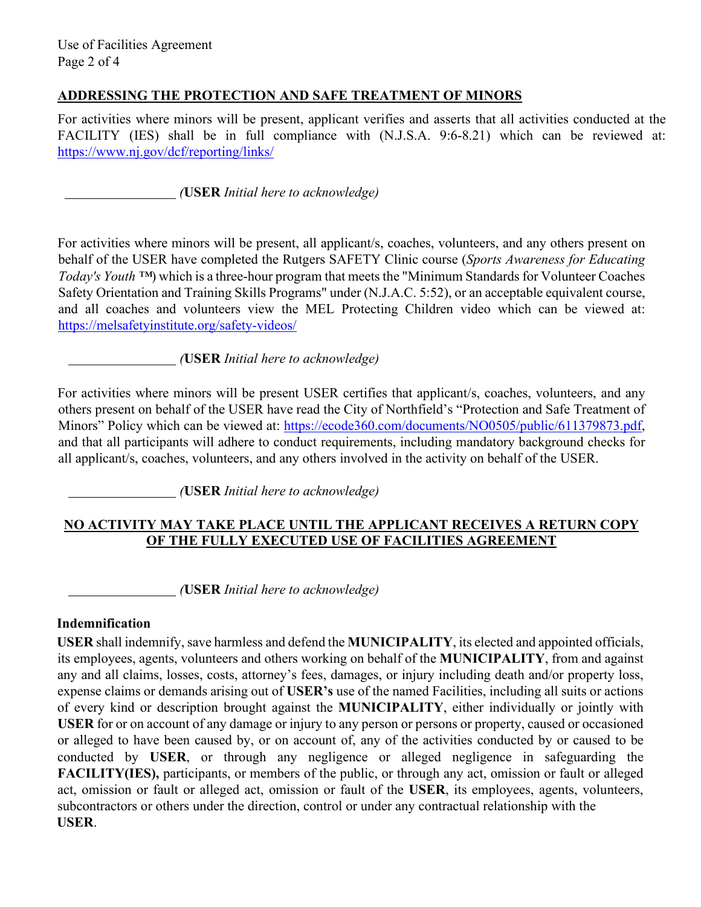## ADDRESSING THE PROTECTION AND SAFE TREATMENT OF MINORS

For activities where minors will be present, applicant verifies and asserts that all activities conducted at the FACILITY (IES) shall be in full compliance with (N.J.S.A. 9:6-8.21) which can be reviewed at: https://www.nj.gov/dcf/reporting/links/

\_\_\_\_\_\_\_\_\_\_\_\_\_\_\_\_ *(***USER** *Initial here to acknowledge)*

For activities where minors will be present, all applicant/s, coaches, volunteers, and any others present on behalf of the USER have completed the Rutgers SAFETY Clinic course (*Sports Awareness for Educating Today's Youth* ™) which is a three-hour program that meets the "Minimum Standards for Volunteer Coaches Safety Orientation and Training Skills Programs" under (N.J.A.C. 5:52), or an acceptable equivalent course, and all coaches and volunteers view the MEL Protecting Children video which can be viewed at: https://melsafetyinstitute.org/safety-videos/

\_\_\_\_\_\_\_\_\_\_\_\_\_\_\_\_ *(***USER** *Initial here to acknowledge)*

For activities where minors will be present USER certifies that applicant/s, coaches, volunteers, and any others present on behalf of the USER have read the City of Northfield's "Protection and Safe Treatment of Minors" Policy which can be viewed at: https://ecode360.com/documents/NO0505/public/611379873.pdf, and that all participants will adhere to conduct requirements, including mandatory background checks for all applicant/s, coaches, volunteers, and any others involved in the activity on behalf of the USER.

\_\_\_\_\_\_\_\_\_\_\_\_\_\_\_\_ *(***USER** *Initial here to acknowledge)*

**NO ACTIVITY MAY TAKE PLACE UNTIL THE APPLICANT RECEIVES A RETURN COPY OF THE FULLY EXECUTED USE OF FACILITIES AGREEMENT**

\_\_\_\_\_\_\_\_\_\_\_\_\_\_\_\_ *(***USER** *Initial here to acknowledge)*

### Indemnification

**USER** shall indemnify, save harmless and defend the **MUNICIPALITY**, its elected and appointed officials, its employees, agents, volunteers and others working on behalf of the **MUNICIPALITY**, from and against any and all claims, losses, costs, attorney's fees, damages, or injury including death and/or property loss, expense claims or demands arising out of **USER's** use of the named Facilities, including all suits or actions of every kind or description brought against the **MUNICIPALITY**, either individually or jointly with **USER** for or on account of any damage or injury to any person or persons or property, caused or occasioned or alleged to have been caused by, or on account of, any of the activities conducted by or caused to be conducted by **USER**, or through any negligence or alleged negligence in safeguarding the **FACILITY(IES),** participants, or members of the public, or through any act, omission or fault or alleged act, omission or fault or alleged act, omission or fault of the **USER**, its employees, agents, volunteers, subcontractors or others under the direction, control or under any contractual relationship with the **USER**.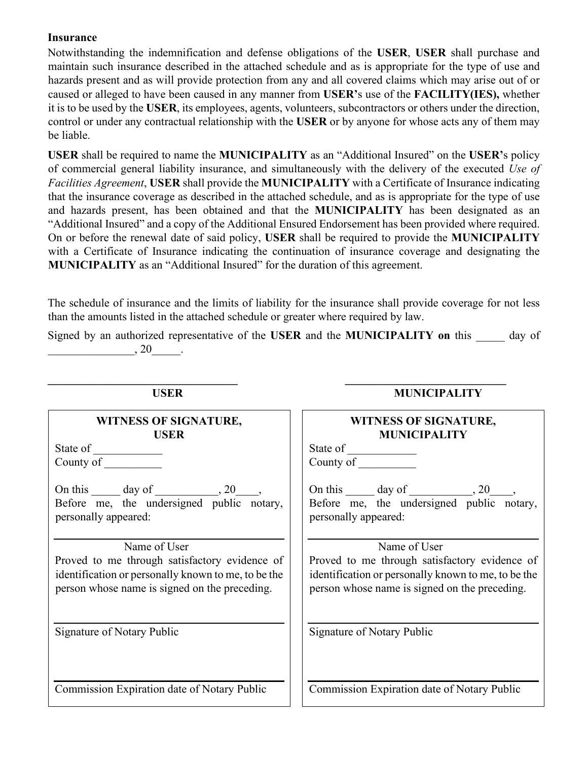**Insurance**

Notwithstanding the indemnification and defense obligations of the **USER**, **USER** shall purchase and maintain such insurance described in the attached schedule and as is appropriate for the type of use and hazards present and as will provide protection from any and all covered claims which may arise out of or caused or alleged to have been caused in any manner from **USER'**s use of the **FACILITY(IES),** whether it is to be used by the **USER**, its employees, agents, volunteers, subcontractors or others under the direction, control or under any contractual relationship with the **USER** or by anyone for whose acts any of them may be liable.

**USER** shall be required to name the **MUNICIPALITY** as an "Additional Insured" on the **USER'**s policy of commercial general liability insurance, and simultaneously with the delivery of the executed *Use of Facilities Agreement*, **USER** shall provide the **MUNICIPALITY** with a Certificate of Insurance indicating that the insurance coverage as described in the attached schedule, and as is appropriate for the type of use and hazards present, has been obtained and that the **MUNICIPALITY** has been designated as an "Additional Insured" and a copy of the Additional Ensured Endorsement has been provided where required. On or before the renewal date of said policy, **USER** shall be required to provide the **MUNICIPALITY** with a Certificate of Insurance indicating the continuation of insurance coverage and designating the **MUNICIPALITY** as an "Additional Insured" for the duration of this agreement.

The schedule of insurance and the limits of liability for the insurance shall provide coverage for not less than the amounts listed in the attached schedule or greater where required by law.

Signed by an authorized representative of the **USER** and the **MUNICIPALITY on** this _____ day of _______________, 20_____.

| ___________________________________ | ___________________________________ |
| --- | --- |
| **USER** | **MUNICIPALITY** |

| **WITNESS OF SIGNATURE, USER** | **WITNESS OF SIGNATURE, MUNICIPALITY** |
| --- | --- |
| State of ____________ | State of ____________ |
| County of __________ | County of __________ |
| On this _____ day of ___________, 20____, Before me, the undersigned public notary, personally appeared: | On this _____ day of ___________, 20____, Before me, the undersigned public notary, personally appeared: |
| ______________________________ Name of User | ______________________________ Name of User |
| Proved to me through satisfactory evidence of identification or personally known to me, to be the person whose name is signed on the preceding. | Proved to me through satisfactory evidence of identification or personally known to me, to be the person whose name is signed on the preceding. |
| ______________________________ Signature of Notary Public | ______________________________ Signature of Notary Public |
| ______________________________ Commission Expiration date of Notary Public | ______________________________ Commission Expiration date of Notary Public |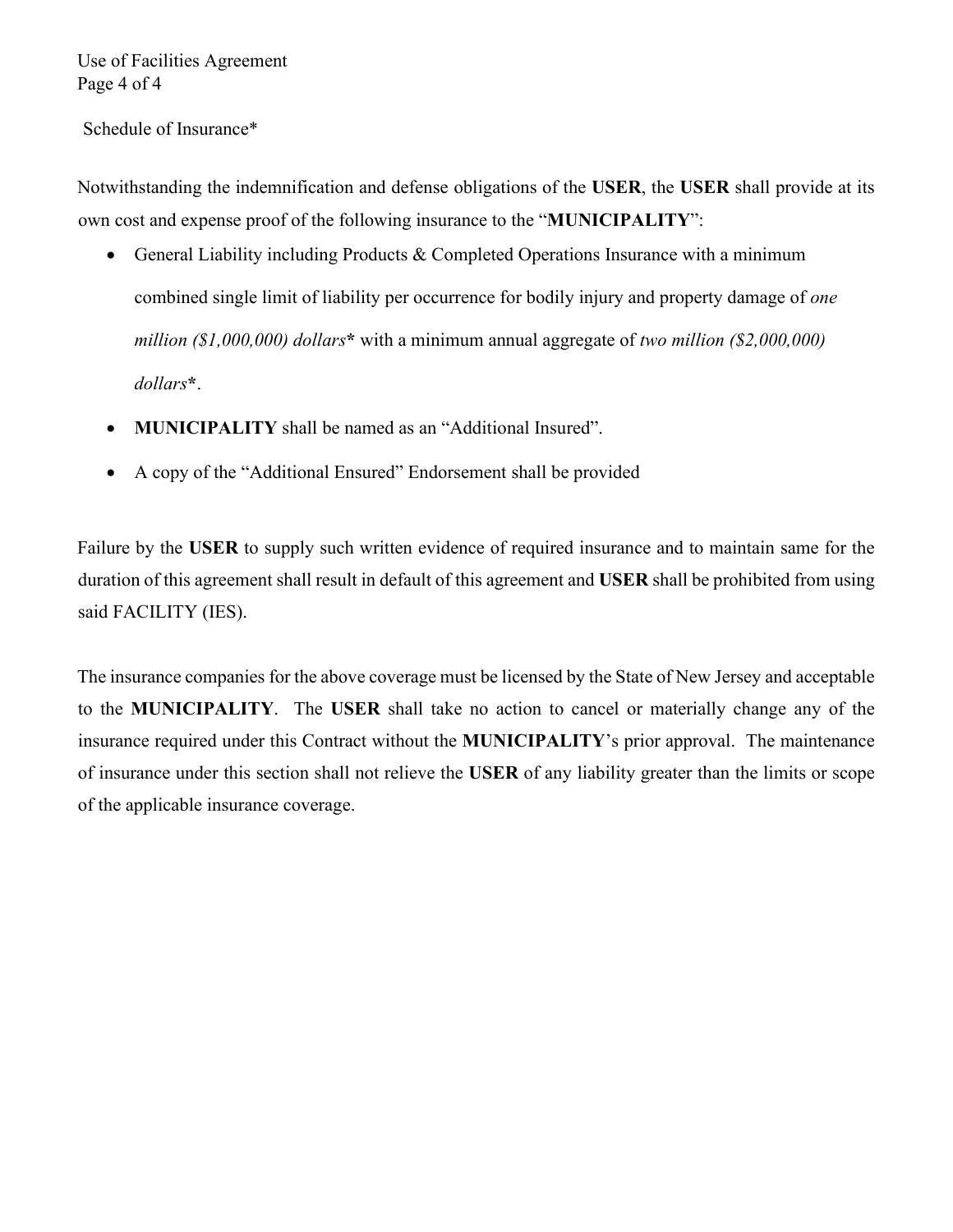Schedule of Insurance*

Notwithstanding the indemnification and defense obligations of the **USER**, the **USER** shall provide at its own cost and expense proof of the following insurance to the "**MUNICIPALITY**":

- General Liability including Products & Completed Operations Insurance with a minimum combined single limit of liability per occurrence for bodily injury and property damage of *one million ($1,000,000) dollars* **\*** with a minimum annual aggregate of *two million ($2,000,000) dollars* **\***.
- **MUNICIPALITY** shall be named as an "Additional Insured".
- A copy of the "Additional Ensured" Endorsement shall be provided

Failure by the **USER** to supply such written evidence of required insurance and to maintain same for the duration of this agreement shall result in default of this agreement and **USER** shall be prohibited from using said FACILITY (IES).

The insurance companies for the above coverage must be licensed by the State of New Jersey and acceptable to the **MUNICIPALITY**. The **USER** shall take no action to cancel or materially change any of the insurance required under this Contract without the **MUNICIPALITY**'s prior approval. The maintenance of insurance under this section shall not relieve the **USER** of any liability greater than the limits or scope of the applicable insurance coverage.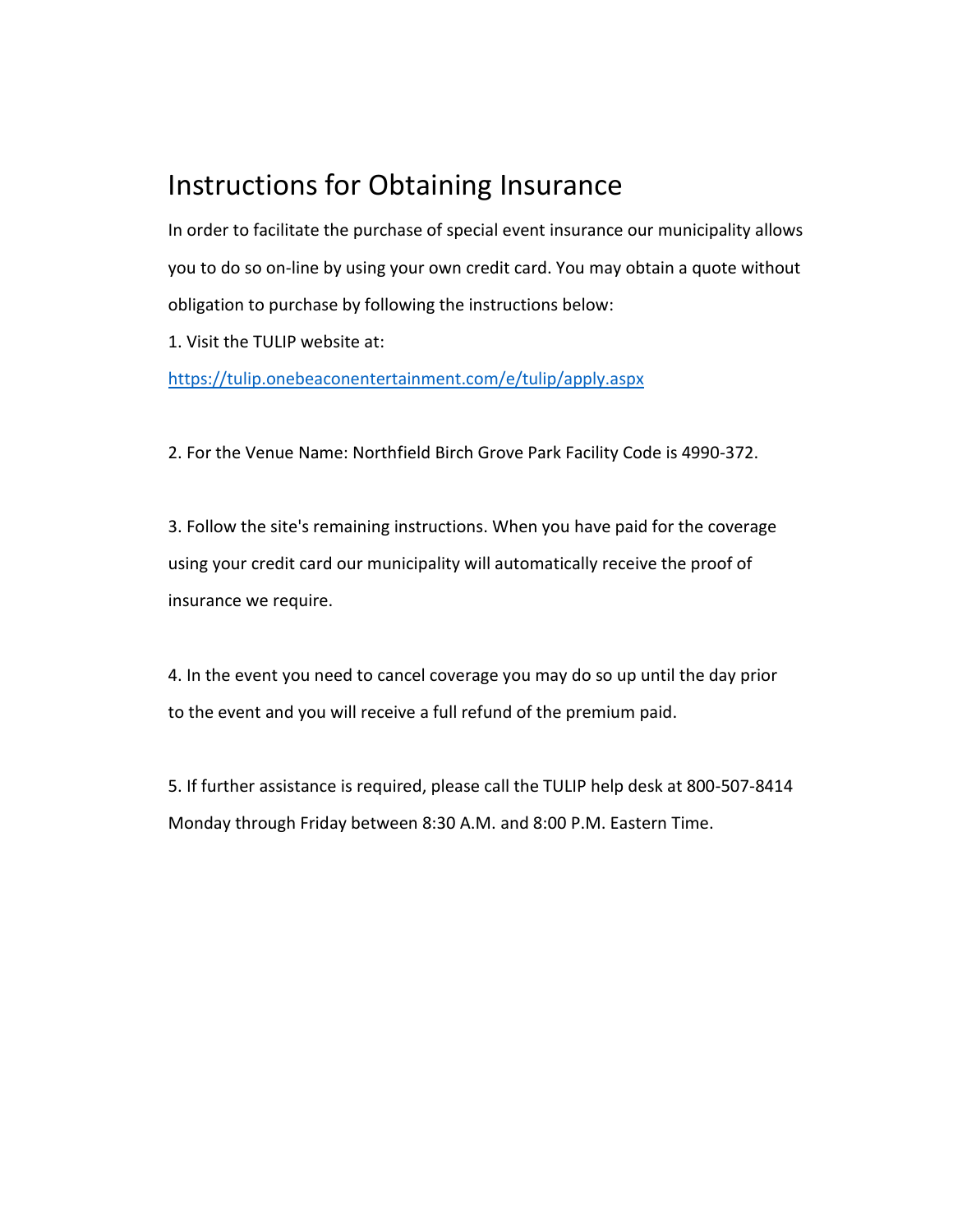# Instructions for Obtaining Insurance

In order to facilitate the purchase of special event insurance our municipality allows you to do so on-line by using your own credit card. You may obtain a quote without obligation to purchase by following the instructions below:

1. Visit the TULIP website at:

https://tulip.onebeaconentertainment.com/e/tulip/apply.aspx

2. For the Venue Name: Northfield Birch Grove Park Facility Code is 4990-372.

3. Follow the site's remaining instructions. When you have paid for the coverage using your credit card our municipality will automatically receive the proof of insurance we require.

4. In the event you need to cancel coverage you may do so up until the day prior to the event and you will receive a full refund of the premium paid.

5. If further assistance is required, please call the TULIP help desk at 800-507-8414 Monday through Friday between 8:30 A.M. and 8:00 P.M. Eastern Time.